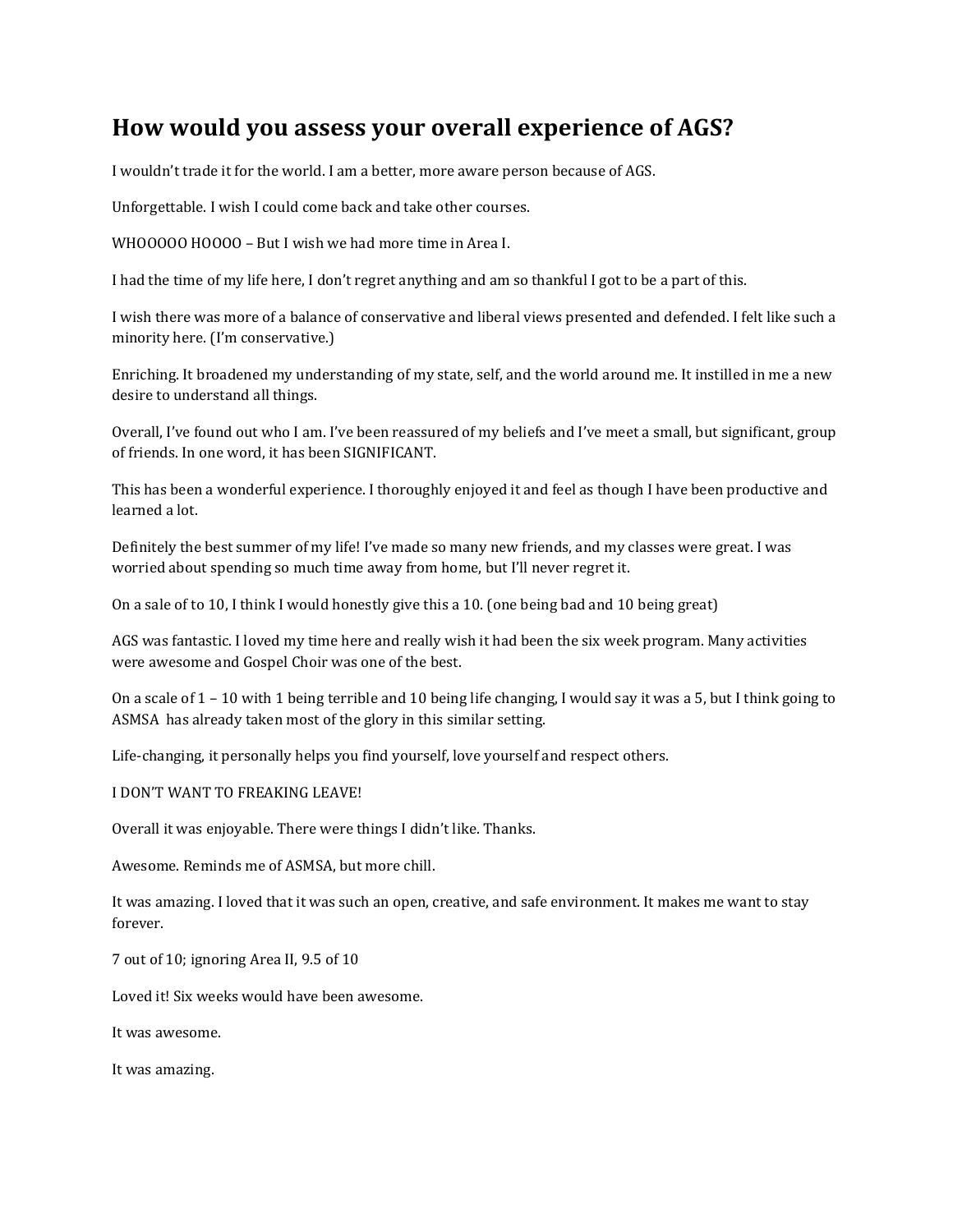# How would you assess your overall experience of AGS?

I wouldn't trade it for the world. I am a better, more aware person because of AGS.

Unforgettable. I wish I could come back and take other courses.

WHOOOOO HOOOO – But I wish we had more time in Area I.

I had the time of my life here, I don't regret anything and am so thankful I got to be a part of this.

I wish there was more of a balance of conservative and liberal views presented and defended. I felt like such a minority here. (I'm conservative.)

Enriching. It broadened my understanding of my state, self, and the world around me. It instilled in me a new desire to understand all things.

Overall, I've found out who I am. I've been reassured of my beliefs and I've meet a small, but significant, group of friends. In one word, it has been SIGNIFICANT.

This has been a wonderful experience. I thoroughly enjoyed it and feel as though I have been productive and learned a lot.

Definitely the best summer of my life! I've made so many new friends, and my classes were great. I was worried about spending so much time away from home, but I'll never regret it.

On a sale of to 10, I think I would honestly give this a 10. (one being bad and 10 being great)

AGS was fantastic. I loved my time here and really wish it had been the six week program. Many activities were awesome and Gospel Choir was one of the best.

On a scale of 1 – 10 with 1 being terrible and 10 being life changing, I would say it was a 5, but I think going to ASMSA has already taken most of the glory in this similar setting.

Life-changing, it personally helps you find yourself, love yourself and respect others.

I DON'T WANT TO FREAKING LEAVE!

Overall it was enjoyable. There were things I didn't like. Thanks.

Awesome. Reminds me of ASMSA, but more chill.

It was amazing. I loved that it was such an open, creative, and safe environment. It makes me want to stay forever.

7 out of 10; ignoring Area II, 9.5 of 10

Loved it! Six weeks would have been awesome.

It was awesome.

It was amazing.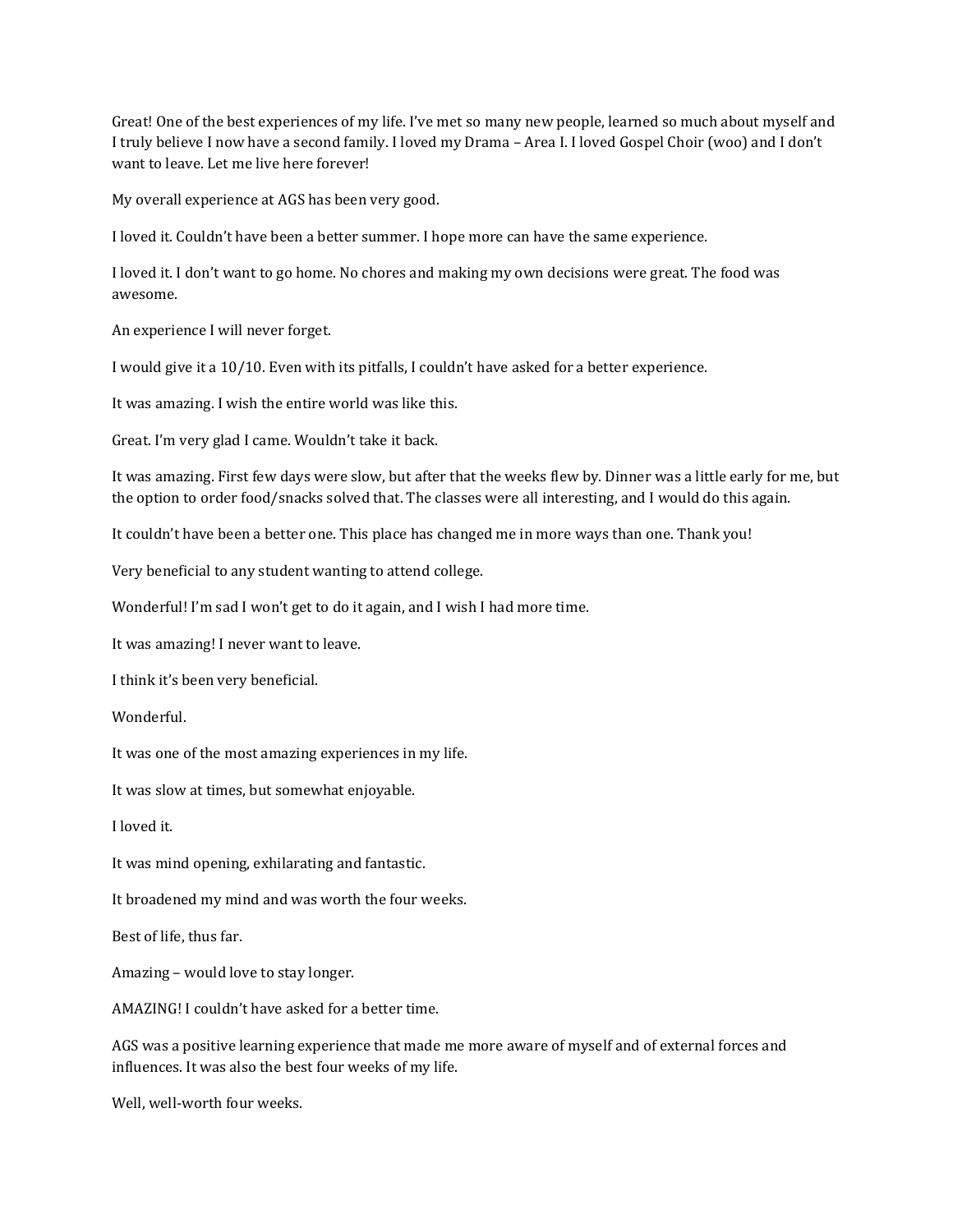Great! One of the best experiences of my life. I've met so many new people, learned so much about myself and I truly believe I now have a second family. I loved my Drama – Area I. I loved Gospel Choir (woo) and I don't want to leave. Let me live here forever!

My overall experience at AGS has been very good.

I loved it. Couldn't have been a better summer. I hope more can have the same experience.

I loved it. I don't want to go home. No chores and making my own decisions were great. The food was awesome.

An experience I will never forget.

I would give it a 10/10. Even with its pitfalls, I couldn't have asked for a better experience.

It was amazing. I wish the entire world was like this.

Great. I'm very glad I came. Wouldn't take it back.

It was amazing. First few days were slow, but after that the weeks flew by. Dinner was a little early for me, but the option to order food/snacks solved that. The classes were all interesting, and I would do this again.

It couldn't have been a better one. This place has changed me in more ways than one. Thank you!

Very beneficial to any student wanting to attend college.

Wonderful! I'm sad I won't get to do it again, and I wish I had more time.

It was amazing! I never want to leave.

I think it's been very beneficial.

Wonderful.

It was one of the most amazing experiences in my life.

It was slow at times, but somewhat enjoyable.

I loved it.

It was mind opening, exhilarating and fantastic.

It broadened my mind and was worth the four weeks.

Best of life, thus far.

Amazing – would love to stay longer.

AMAZING! I couldn't have asked for a better time.

AGS was a positive learning experience that made me more aware of myself and of external forces and influences. It was also the best four weeks of my life.

Well, well-worth four weeks.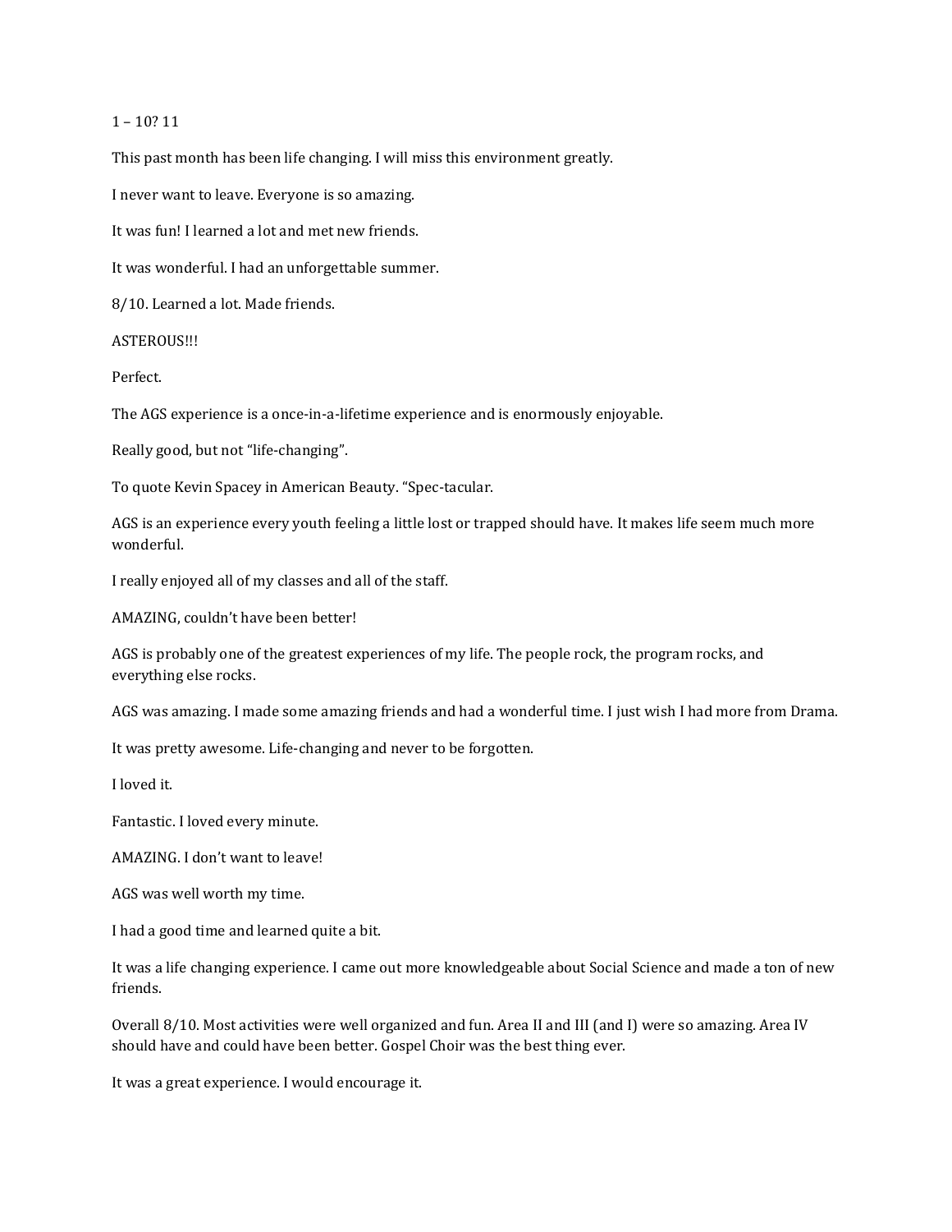1 – 10? 11

This past month has been life changing. I will miss this environment greatly.

I never want to leave. Everyone is so amazing.

It was fun! I learned a lot and met new friends.

It was wonderful. I had an unforgettable summer.

8/10. Learned a lot. Made friends.

ASTEROUS!!!

Perfect.

The AGS experience is a once-in-a-lifetime experience and is enormously enjoyable.

Really good, but not “life-changing”.

To quote Kevin Spacey in American Beauty. “Spec-tacular.

AGS is an experience every youth feeling a little lost or trapped should have. It makes life seem much more wonderful.

I really enjoyed all of my classes and all of the staff.

AMAZING, couldn’t have been better!

AGS is probably one of the greatest experiences of my life. The people rock, the program rocks, and everything else rocks.

AGS was amazing. I made some amazing friends and had a wonderful time. I just wish I had more from Drama.

It was pretty awesome. Life-changing and never to be forgotten.

I loved it.

Fantastic. I loved every minute.

AMAZING. I don’t want to leave!

AGS was well worth my time.

I had a good time and learned quite a bit.

It was a life changing experience. I came out more knowledgeable about Social Science and made a ton of new friends.

Overall 8/10. Most activities were well organized and fun. Area II and III (and I) were so amazing. Area IV should have and could have been better. Gospel Choir was the best thing ever.

It was a great experience. I would encourage it.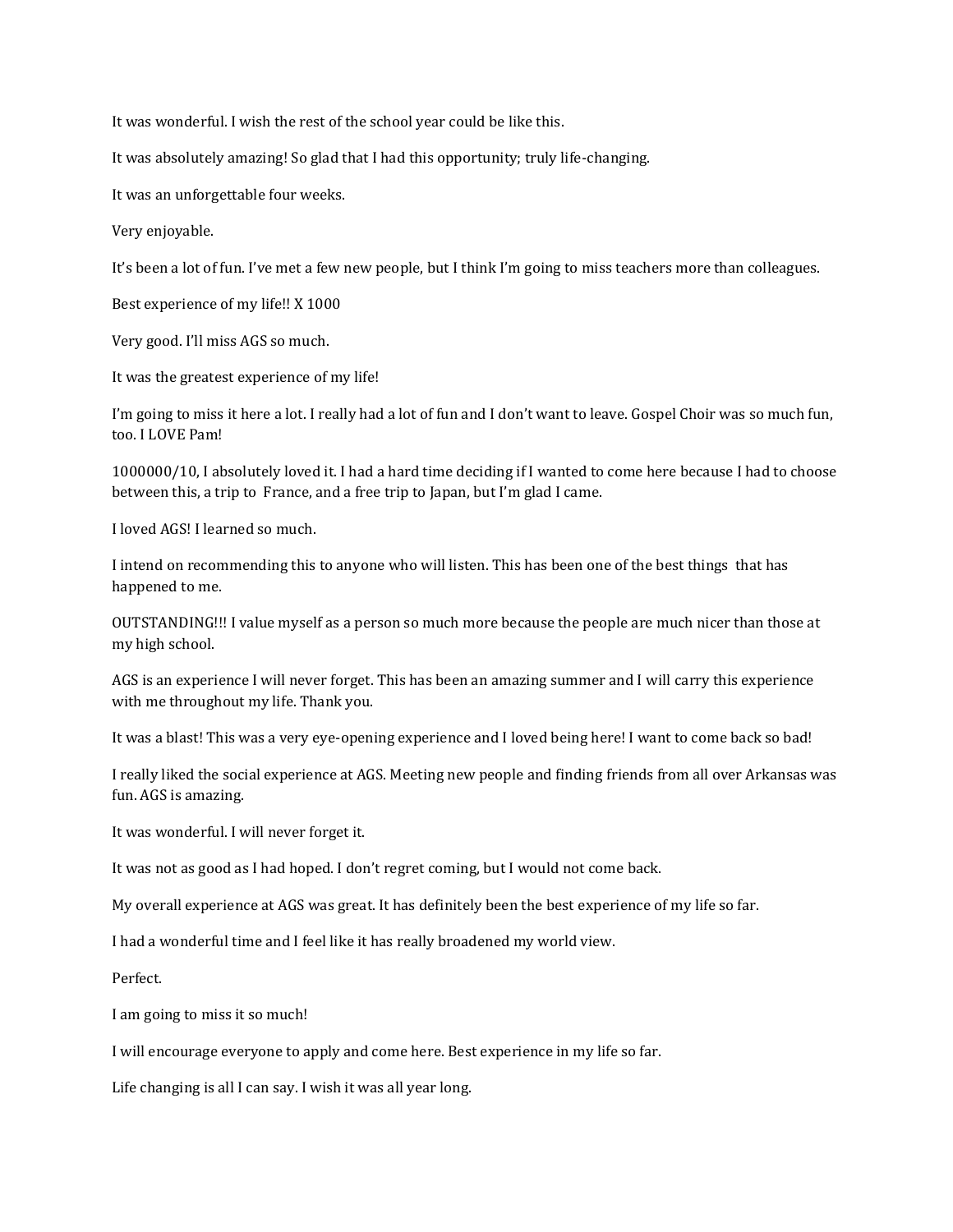It was wonderful. I wish the rest of the school year could be like this.

It was absolutely amazing! So glad that I had this opportunity; truly life-changing.

It was an unforgettable four weeks.

Very enjoyable.

It's been a lot of fun. I've met a few new people, but I think I'm going to miss teachers more than colleagues.

Best experience of my life!! X 1000

Very good. I'll miss AGS so much.

It was the greatest experience of my life!

I'm going to miss it here a lot. I really had a lot of fun and I don't want to leave. Gospel Choir was so much fun, too. I LOVE Pam!

1000000/10, I absolutely loved it. I had a hard time deciding if I wanted to come here because I had to choose between this, a trip to France, and a free trip to Japan, but I'm glad I came.

I loved AGS! I learned so much.

I intend on recommending this to anyone who will listen. This has been one of the best things that has happened to me.

OUTSTANDING!!! I value myself as a person so much more because the people are much nicer than those at my high school.

AGS is an experience I will never forget. This has been an amazing summer and I will carry this experience with me throughout my life. Thank you.

It was a blast! This was a very eye-opening experience and I loved being here! I want to come back so bad!

I really liked the social experience at AGS. Meeting new people and finding friends from all over Arkansas was fun. AGS is amazing.

It was wonderful. I will never forget it.

It was not as good as I had hoped. I don't regret coming, but I would not come back.

My overall experience at AGS was great. It has definitely been the best experience of my life so far.

I had a wonderful time and I feel like it has really broadened my world view.

Perfect.

I am going to miss it so much!

I will encourage everyone to apply and come here. Best experience in my life so far.

Life changing is all I can say. I wish it was all year long.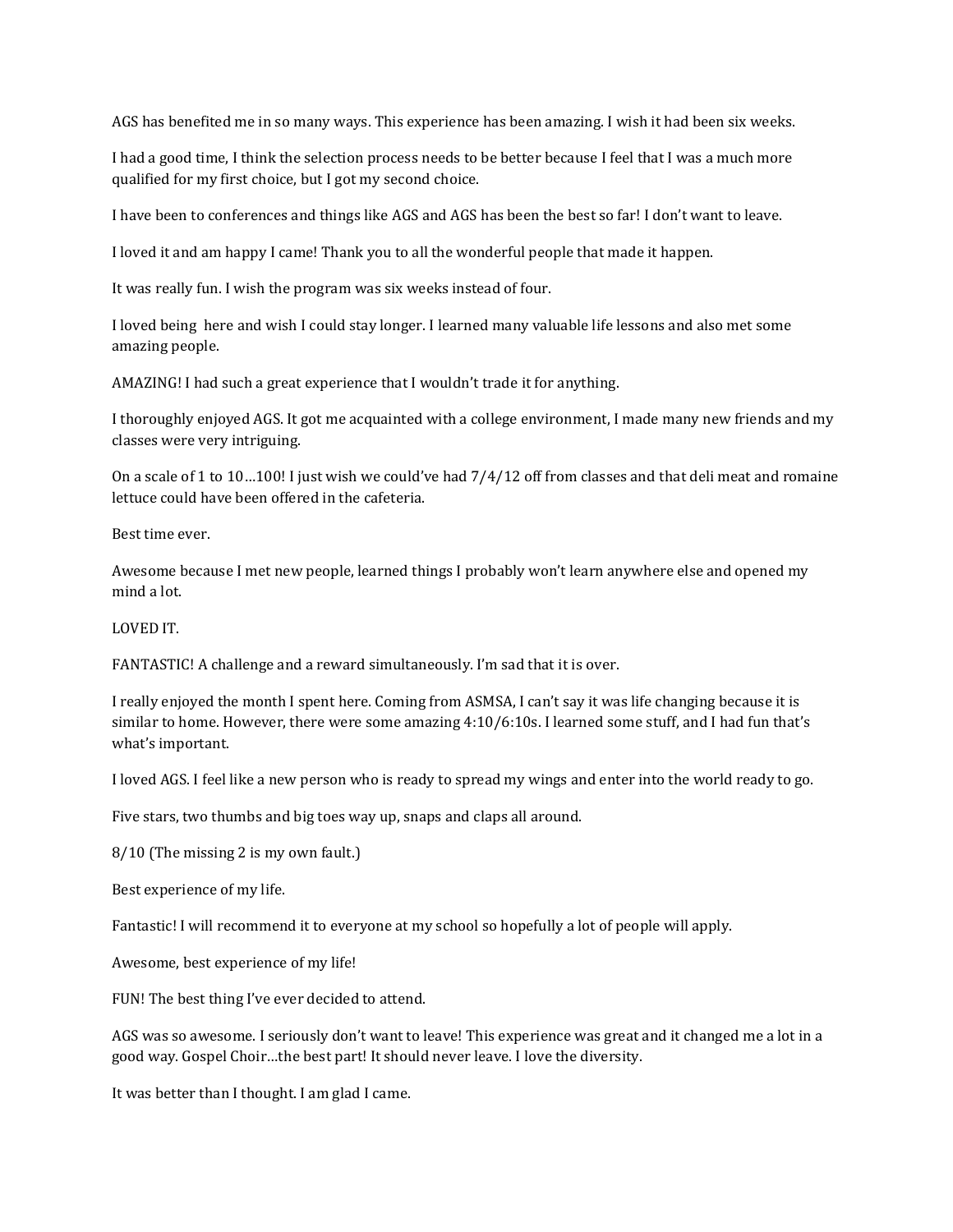AGS has benefited me in so many ways. This experience has been amazing. I wish it had been six weeks.

I had a good time, I think the selection process needs to be better because I feel that I was a much more qualified for my first choice, but I got my second choice.

I have been to conferences and things like AGS and AGS has been the best so far! I don't want to leave.

I loved it and am happy I came! Thank you to all the wonderful people that made it happen.

It was really fun. I wish the program was six weeks instead of four.

I loved being here and wish I could stay longer. I learned many valuable life lessons and also met some amazing people.

AMAZING! I had such a great experience that I wouldn't trade it for anything.

I thoroughly enjoyed AGS. It got me acquainted with a college environment, I made many new friends and my classes were very intriguing.

On a scale of 1 to 10…100! I just wish we could've had 7/4/12 off from classes and that deli meat and romaine lettuce could have been offered in the cafeteria.

Best time ever.

Awesome because I met new people, learned things I probably won't learn anywhere else and opened my mind a lot.

LOVED IT.

FANTASTIC! A challenge and a reward simultaneously. I'm sad that it is over.

I really enjoyed the month I spent here. Coming from ASMSA, I can't say it was life changing because it is similar to home. However, there were some amazing 4:10/6:10s. I learned some stuff, and I had fun that's what's important.

I loved AGS. I feel like a new person who is ready to spread my wings and enter into the world ready to go.

Five stars, two thumbs and big toes way up, snaps and claps all around.

8/10 (The missing 2 is my own fault.)

Best experience of my life.

Fantastic! I will recommend it to everyone at my school so hopefully a lot of people will apply.

Awesome, best experience of my life!

FUN! The best thing I've ever decided to attend.

AGS was so awesome. I seriously don't want to leave! This experience was great and it changed me a lot in a good way. Gospel Choir…the best part! It should never leave. I love the diversity.

It was better than I thought. I am glad I came.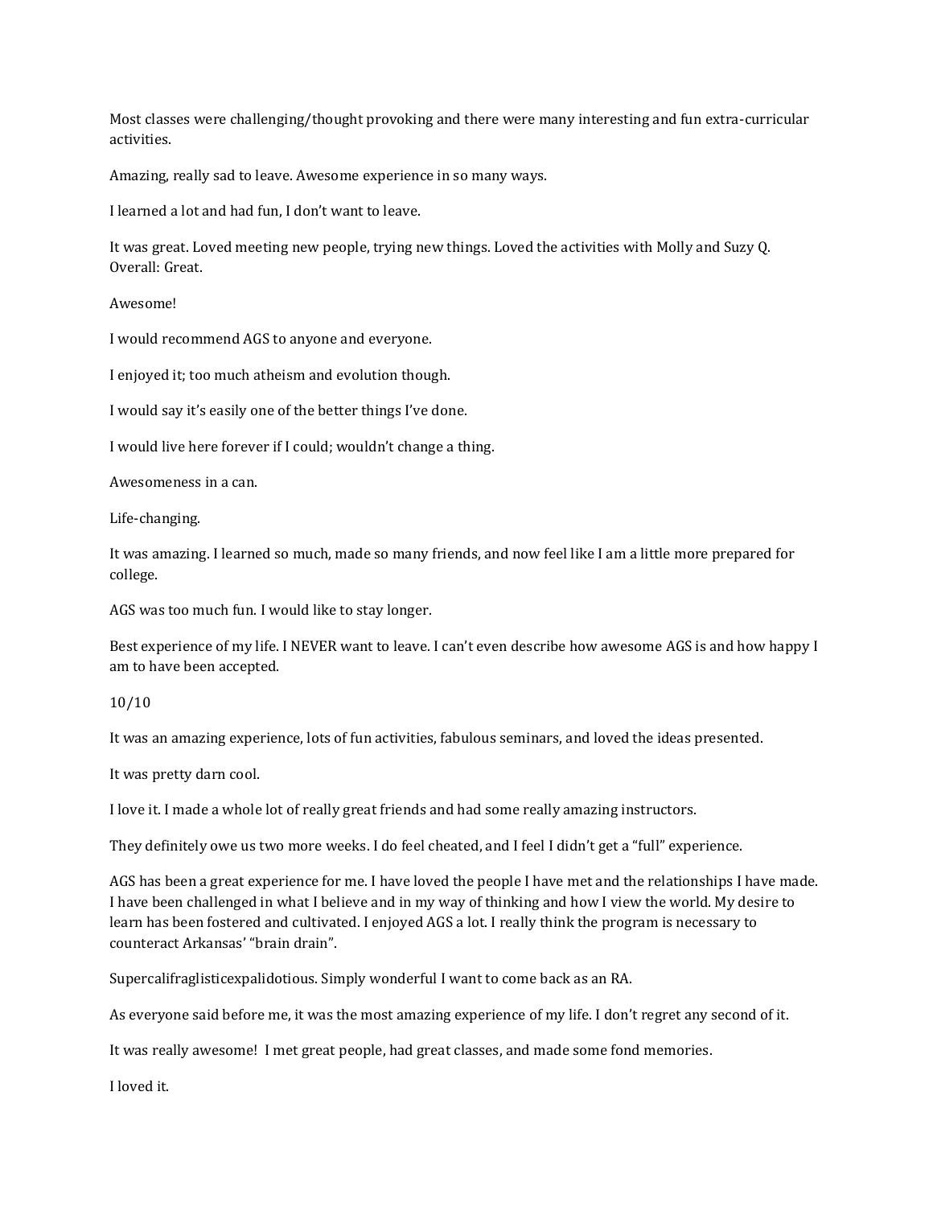Most classes were challenging/thought provoking and there were many interesting and fun extra-curricular activities.

Amazing, really sad to leave. Awesome experience in so many ways.

I learned a lot and had fun, I don't want to leave.

It was great. Loved meeting new people, trying new things. Loved the activities with Molly and Suzy Q. Overall: Great.

Awesome!

I would recommend AGS to anyone and everyone.

I enjoyed it; too much atheism and evolution though.

I would say it's easily one of the better things I've done.

I would live here forever if I could; wouldn't change a thing.

Awesomeness in a can.

Life-changing.

It was amazing. I learned so much, made so many friends, and now feel like I am a little more prepared for college.

AGS was too much fun. I would like to stay longer.

Best experience of my life. I NEVER want to leave. I can't even describe how awesome AGS is and how happy I am to have been accepted.

10/10

It was an amazing experience, lots of fun activities, fabulous seminars, and loved the ideas presented.

It was pretty darn cool.

I love it. I made a whole lot of really great friends and had some really amazing instructors.

They definitely owe us two more weeks. I do feel cheated, and I feel I didn't get a "full" experience.

AGS has been a great experience for me. I have loved the people I have met and the relationships I have made. I have been challenged in what I believe and in my way of thinking and how I view the world. My desire to learn has been fostered and cultivated. I enjoyed AGS a lot. I really think the program is necessary to counteract Arkansas' "brain drain".

Supercalifraglisticexpalidotious. Simply wonderful I want to come back as an RA.

As everyone said before me, it was the most amazing experience of my life. I don't regret any second of it.

It was really awesome! I met great people, had great classes, and made some fond memories.

I loved it.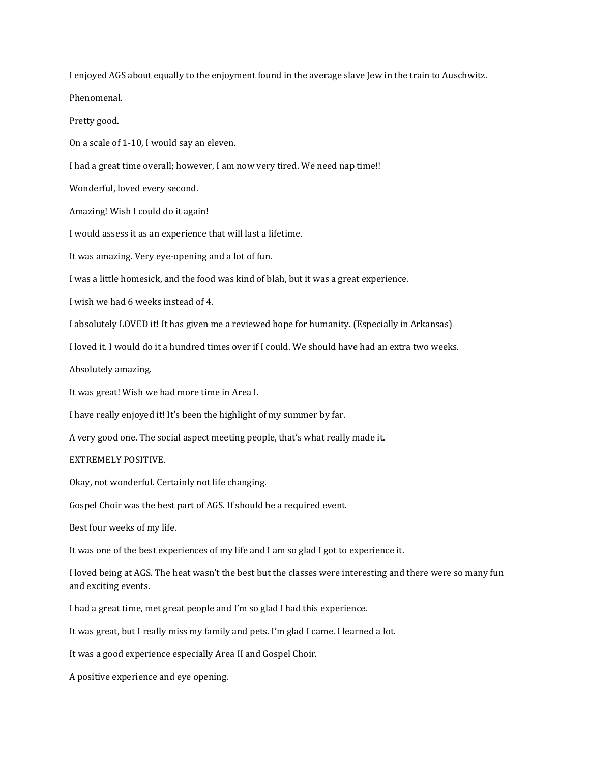I enjoyed AGS about equally to the enjoyment found in the average slave Jew in the train to Auschwitz.

Phenomenal.

Pretty good.

On a scale of 1-10, I would say an eleven.

I had a great time overall; however, I am now very tired. We need nap time!!

Wonderful, loved every second.

Amazing! Wish I could do it again!

I would assess it as an experience that will last a lifetime.

It was amazing. Very eye-opening and a lot of fun.

I was a little homesick, and the food was kind of blah, but it was a great experience.

I wish we had 6 weeks instead of 4.

I absolutely LOVED it! It has given me a reviewed hope for humanity. (Especially in Arkansas)

I loved it. I would do it a hundred times over if I could. We should have had an extra two weeks.

Absolutely amazing.

It was great! Wish we had more time in Area I.

I have really enjoyed it! It's been the highlight of my summer by far.

A very good one. The social aspect meeting people, that's what really made it.

EXTREMELY POSITIVE.

Okay, not wonderful. Certainly not life changing.

Gospel Choir was the best part of AGS. If should be a required event.

Best four weeks of my life.

It was one of the best experiences of my life and I am so glad I got to experience it.

I loved being at AGS. The heat wasn't the best but the classes were interesting and there were so many fun and exciting events.

I had a great time, met great people and I'm so glad I had this experience.

It was great, but I really miss my family and pets. I'm glad I came. I learned a lot.

It was a good experience especially Area II and Gospel Choir.

A positive experience and eye opening.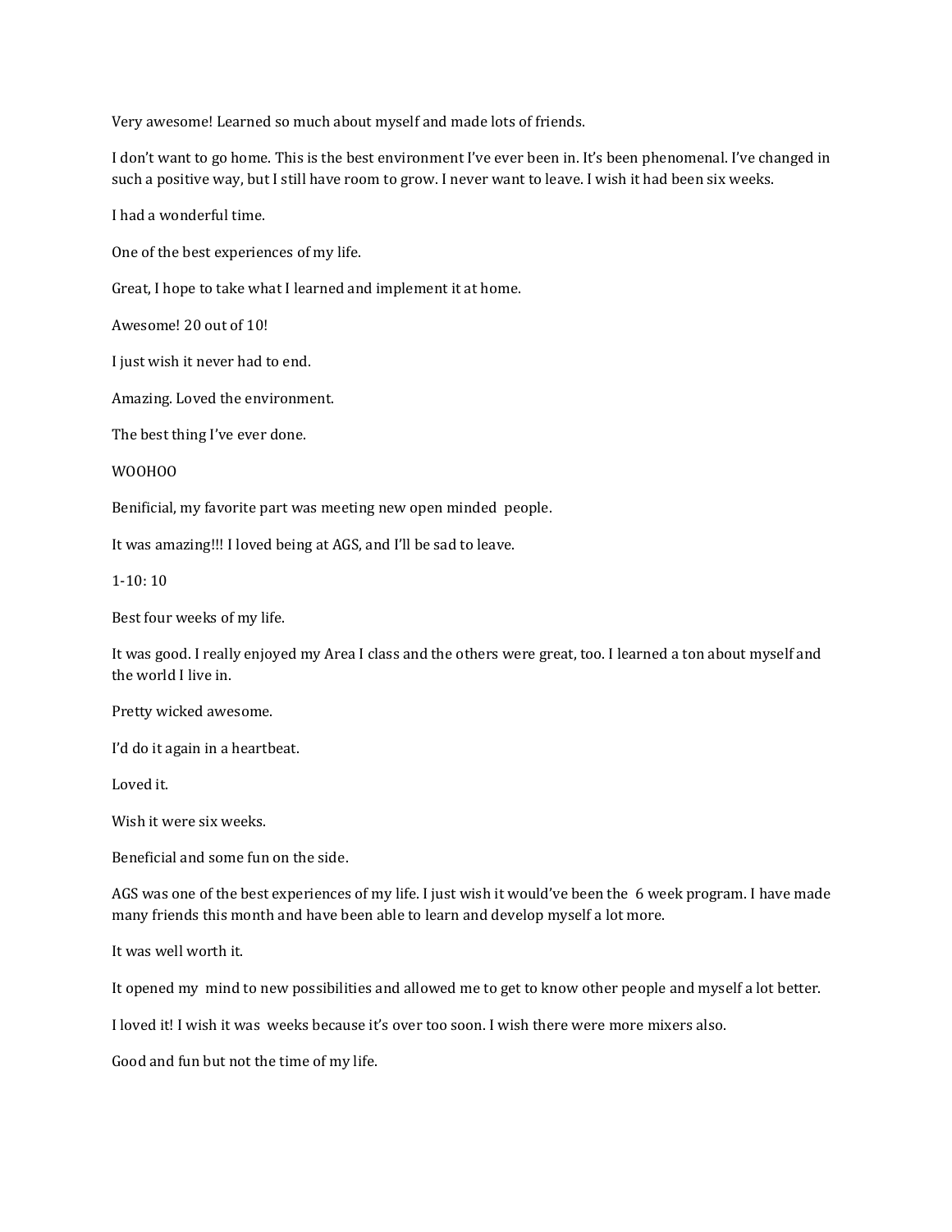Very awesome! Learned so much about myself and made lots of friends.

I don't want to go home. This is the best environment I've ever been in. It's been phenomenal. I've changed in such a positive way, but I still have room to grow. I never want to leave. I wish it had been six weeks.

I had a wonderful time.

One of the best experiences of my life.

Great, I hope to take what I learned and implement it at home.

Awesome! 20 out of 10!

I just wish it never had to end.

Amazing. Loved the environment.

The best thing I've ever done.

WOOHOO

Benificial, my favorite part was meeting new open minded people.

It was amazing!!! I loved being at AGS, and I'll be sad to leave.

1-10: 10

Best four weeks of my life.

It was good. I really enjoyed my Area I class and the others were great, too. I learned a ton about myself and the world I live in.

Pretty wicked awesome.

I'd do it again in a heartbeat.

Loved it.

Wish it were six weeks.

Beneficial and some fun on the side.

AGS was one of the best experiences of my life. I just wish it would've been the 6 week program. I have made many friends this month and have been able to learn and develop myself a lot more.

It was well worth it.

It opened my mind to new possibilities and allowed me to get to know other people and myself a lot better.

I loved it! I wish it was weeks because it's over too soon. I wish there were more mixers also.

Good and fun but not the time of my life.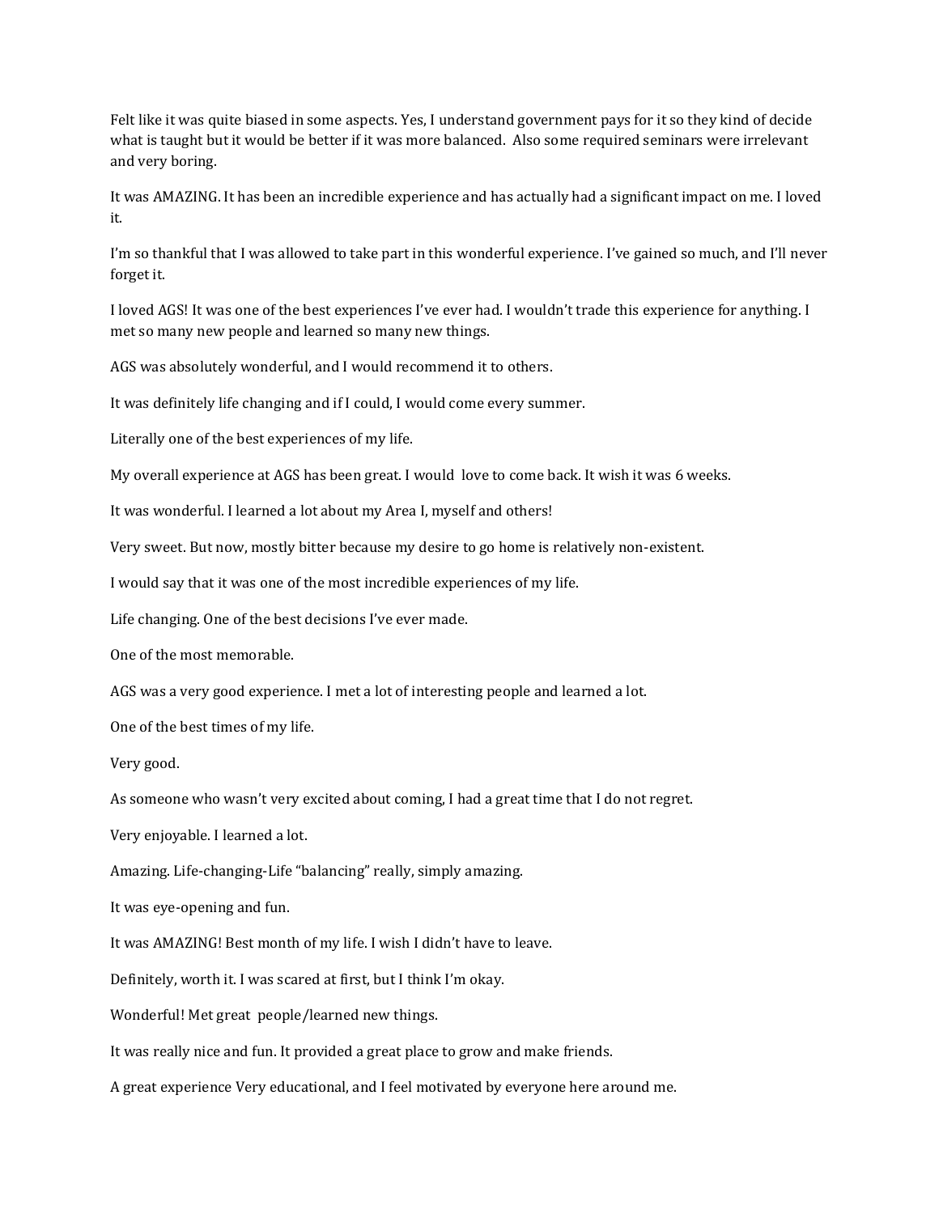Felt like it was quite biased in some aspects. Yes, I understand government pays for it so they kind of decide what is taught but it would be better if it was more balanced. Also some required seminars were irrelevant and very boring.

It was AMAZING. It has been an incredible experience and has actually had a significant impact on me. I loved it.

I'm so thankful that I was allowed to take part in this wonderful experience. I've gained so much, and I'll never forget it.

I loved AGS! It was one of the best experiences I've ever had. I wouldn't trade this experience for anything. I met so many new people and learned so many new things.

AGS was absolutely wonderful, and I would recommend it to others.

It was definitely life changing and if I could, I would come every summer.

Literally one of the best experiences of my life.

My overall experience at AGS has been great. I would love to come back. It wish it was 6 weeks.

It was wonderful. I learned a lot about my Area I, myself and others!

Very sweet. But now, mostly bitter because my desire to go home is relatively non-existent.

I would say that it was one of the most incredible experiences of my life.

Life changing. One of the best decisions I've ever made.

One of the most memorable.

AGS was a very good experience. I met a lot of interesting people and learned a lot.

One of the best times of my life.

Very good.

As someone who wasn't very excited about coming, I had a great time that I do not regret.

Very enjoyable. I learned a lot.

Amazing. Life-changing-Life "balancing" really, simply amazing.

It was eye-opening and fun.

It was AMAZING! Best month of my life. I wish I didn't have to leave.

Definitely, worth it. I was scared at first, but I think I'm okay.

Wonderful! Met great people/learned new things.

It was really nice and fun. It provided a great place to grow and make friends.

A great experience Very educational, and I feel motivated by everyone here around me.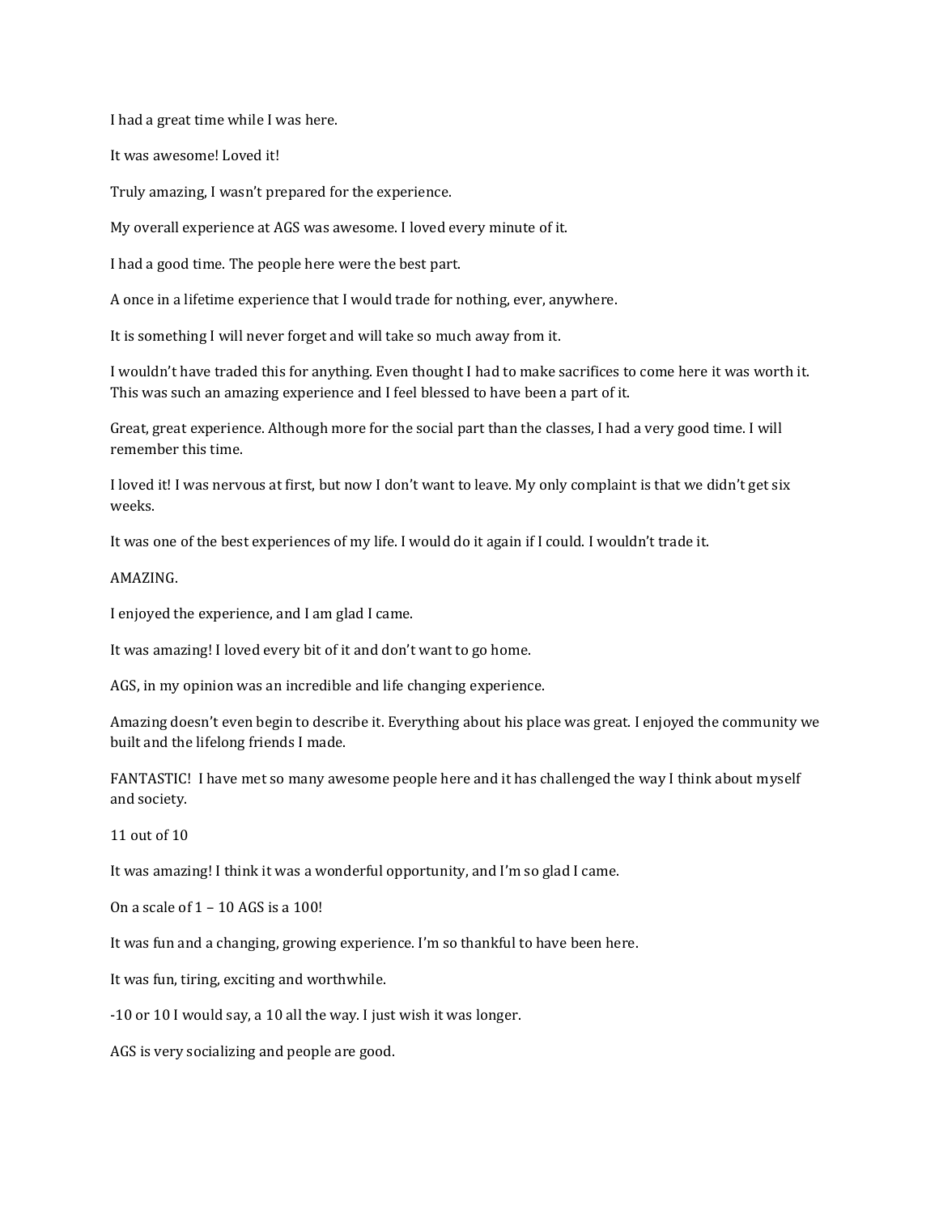I had a great time while I was here.

It was awesome! Loved it!

Truly amazing, I wasn't prepared for the experience.

My overall experience at AGS was awesome. I loved every minute of it.

I had a good time. The people here were the best part.

A once in a lifetime experience that I would trade for nothing, ever, anywhere.

It is something I will never forget and will take so much away from it.

I wouldn't have traded this for anything. Even thought I had to make sacrifices to come here it was worth it. This was such an amazing experience and I feel blessed to have been a part of it.

Great, great experience. Although more for the social part than the classes, I had a very good time. I will remember this time.

I loved it! I was nervous at first, but now I don't want to leave. My only complaint is that we didn't get six weeks.

It was one of the best experiences of my life. I would do it again if I could. I wouldn't trade it.

AMAZING.

I enjoyed the experience, and I am glad I came.

It was amazing! I loved every bit of it and don't want to go home.

AGS, in my opinion was an incredible and life changing experience.

Amazing doesn't even begin to describe it. Everything about his place was great. I enjoyed the community we built and the lifelong friends I made.

FANTASTIC! I have met so many awesome people here and it has challenged the way I think about myself and society.

11 out of 10

It was amazing! I think it was a wonderful opportunity, and I'm so glad I came.

On a scale of 1 – 10 AGS is a 100!

It was fun and a changing, growing experience. I'm so thankful to have been here.

It was fun, tiring, exciting and worthwhile.

-10 or 10 I would say, a 10 all the way. I just wish it was longer.

AGS is very socializing and people are good.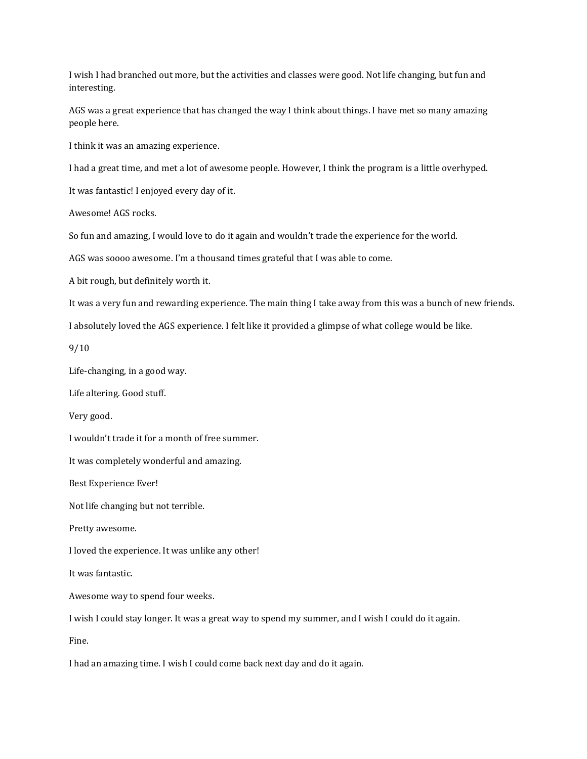I wish I had branched out more, but the activities and classes were good. Not life changing, but fun and interesting.

AGS was a great experience that has changed the way I think about things. I have met so many amazing people here.

I think it was an amazing experience.

I had a great time, and met a lot of awesome people. However, I think the program is a little overhyped.

It was fantastic! I enjoyed every day of it.

Awesome! AGS rocks.

So fun and amazing, I would love to do it again and wouldn't trade the experience for the world.

AGS was soooo awesome. I'm a thousand times grateful that I was able to come.

A bit rough, but definitely worth it.

It was a very fun and rewarding experience. The main thing I take away from this was a bunch of new friends.

I absolutely loved the AGS experience. I felt like it provided a glimpse of what college would be like.

9/10

Life-changing, in a good way.

Life altering. Good stuff.

Very good.

I wouldn't trade it for a month of free summer.

It was completely wonderful and amazing.

Best Experience Ever!

Not life changing but not terrible.

Pretty awesome.

I loved the experience. It was unlike any other!

It was fantastic.

Awesome way to spend four weeks.

I wish I could stay longer. It was a great way to spend my summer, and I wish I could do it again.

Fine.

I had an amazing time. I wish I could come back next day and do it again.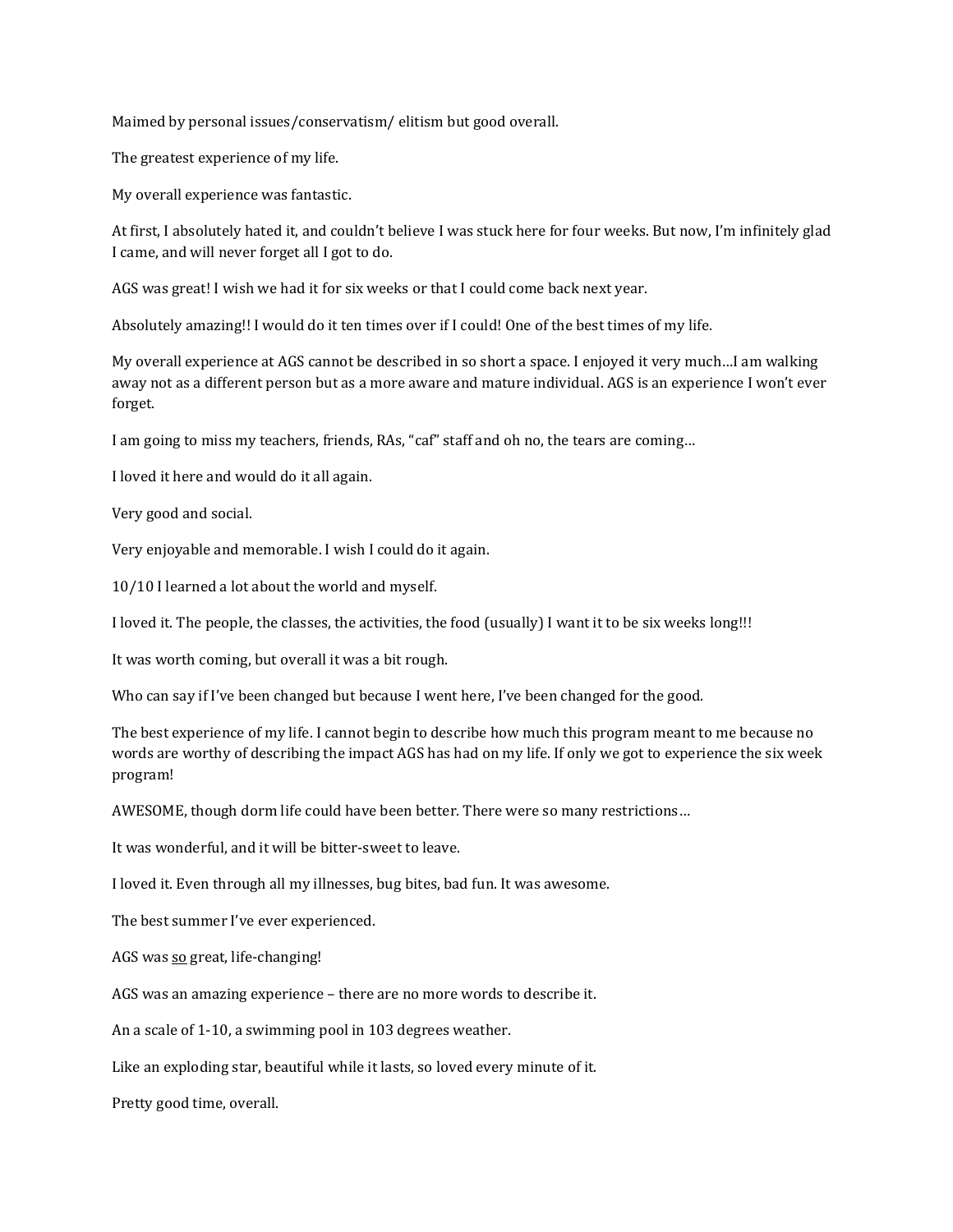Maimed by personal issues/conservatism/ elitism but good overall.

The greatest experience of my life.

My overall experience was fantastic.

At first, I absolutely hated it, and couldn't believe I was stuck here for four weeks. But now, I'm infinitely glad I came, and will never forget all I got to do.

AGS was great! I wish we had it for six weeks or that I could come back next year.

Absolutely amazing!! I would do it ten times over if I could! One of the best times of my life.

My overall experience at AGS cannot be described in so short a space. I enjoyed it very much…I am walking away not as a different person but as a more aware and mature individual. AGS is an experience I won't ever forget.

I am going to miss my teachers, friends, RAs, "caf" staff and oh no, the tears are coming…

I loved it here and would do it all again.

Very good and social.

Very enjoyable and memorable. I wish I could do it again.

10/10 I learned a lot about the world and myself.

I loved it. The people, the classes, the activities, the food (usually) I want it to be six weeks long!!!

It was worth coming, but overall it was a bit rough.

Who can say if I've been changed but because I went here, I've been changed for the good.

The best experience of my life. I cannot begin to describe how much this program meant to me because no words are worthy of describing the impact AGS has had on my life. If only we got to experience the six week program!

AWESOME, though dorm life could have been better. There were so many restrictions…

It was wonderful, and it will be bitter-sweet to leave.

I loved it. Even through all my illnesses, bug bites, bad fun. It was awesome.

The best summer I've ever experienced.

AGS was <u>so</u> great, life-changing!

AGS was an amazing experience – there are no more words to describe it.

An a scale of 1-10, a swimming pool in 103 degrees weather.

Like an exploding star, beautiful while it lasts, so loved every minute of it.

Pretty good time, overall.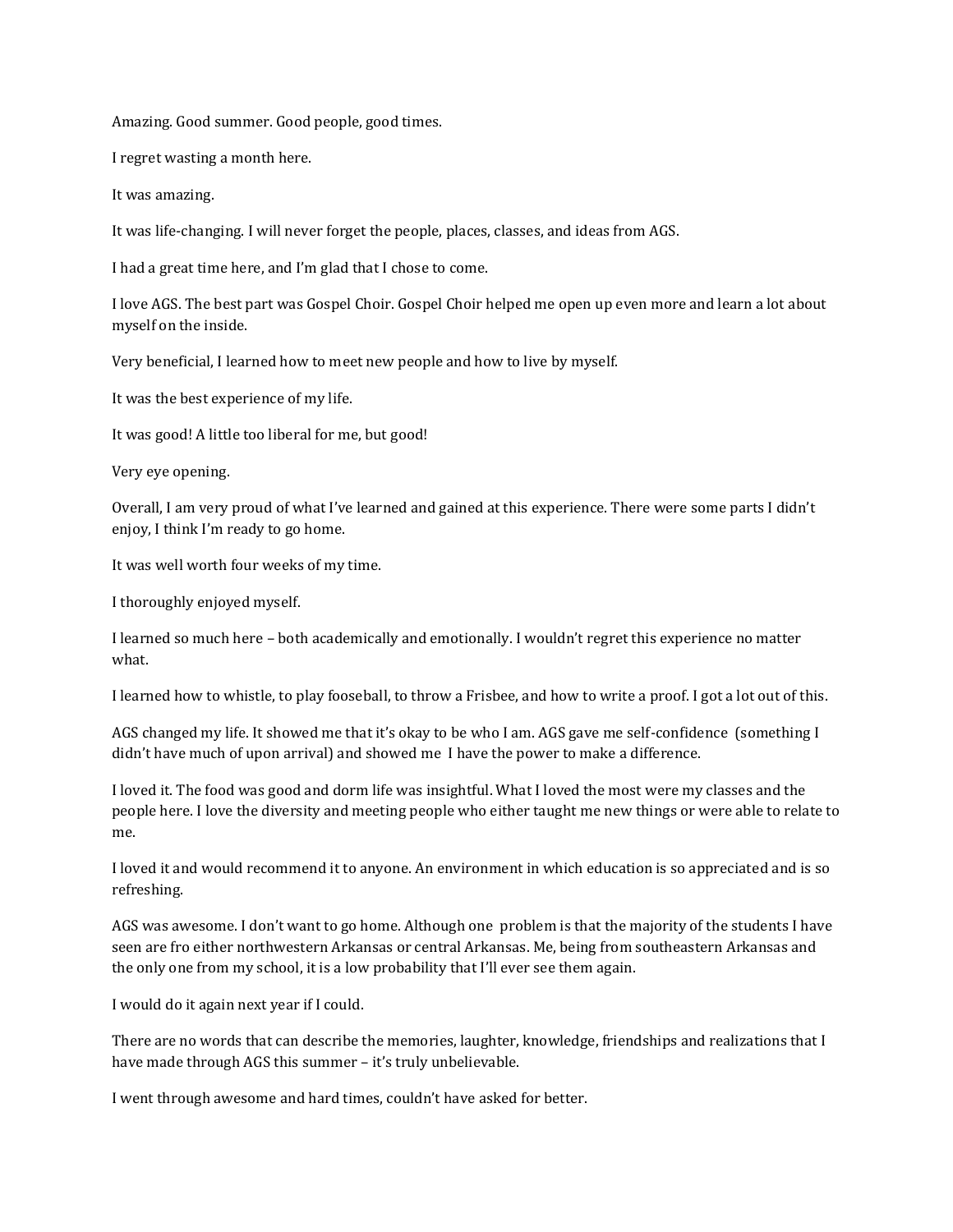Amazing. Good summer. Good people, good times.

I regret wasting a month here.

It was amazing.

It was life-changing. I will never forget the people, places, classes, and ideas from AGS.

I had a great time here, and I'm glad that I chose to come.

I love AGS. The best part was Gospel Choir. Gospel Choir helped me open up even more and learn a lot about myself on the inside.

Very beneficial, I learned how to meet new people and how to live by myself.

It was the best experience of my life.

It was good! A little too liberal for me, but good!

Very eye opening.

Overall, I am very proud of what I've learned and gained at this experience. There were some parts I didn't enjoy, I think I'm ready to go home.

It was well worth four weeks of my time.

I thoroughly enjoyed myself.

I learned so much here – both academically and emotionally. I wouldn't regret this experience no matter what.

I learned how to whistle, to play fooseball, to throw a Frisbee, and how to write a proof. I got a lot out of this.

AGS changed my life. It showed me that it's okay to be who I am. AGS gave me self-confidence (something I didn't have much of upon arrival) and showed me I have the power to make a difference.

I loved it. The food was good and dorm life was insightful. What I loved the most were my classes and the people here. I love the diversity and meeting people who either taught me new things or were able to relate to me.

I loved it and would recommend it to anyone. An environment in which education is so appreciated and is so refreshing.

AGS was awesome. I don't want to go home. Although one problem is that the majority of the students I have seen are fro either northwestern Arkansas or central Arkansas. Me, being from southeastern Arkansas and the only one from my school, it is a low probability that I'll ever see them again.

I would do it again next year if I could.

There are no words that can describe the memories, laughter, knowledge, friendships and realizations that I have made through AGS this summer – it's truly unbelievable.

I went through awesome and hard times, couldn't have asked for better.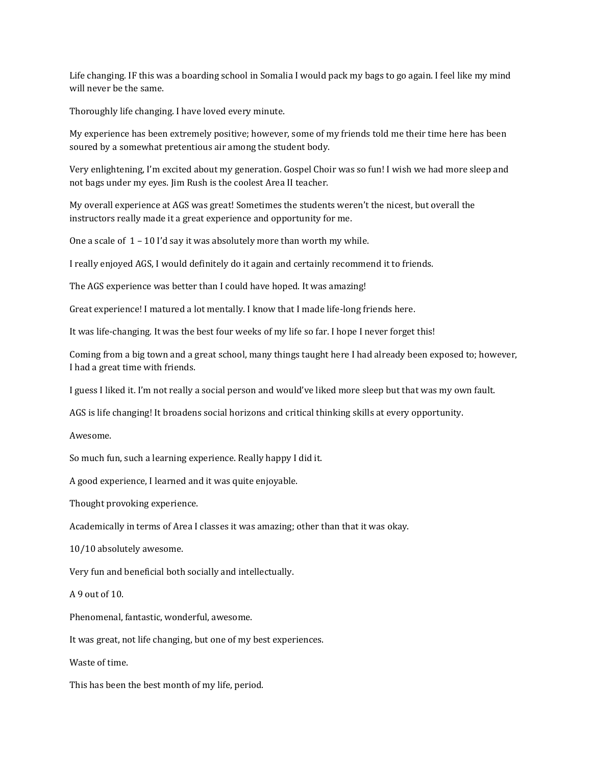Life changing. IF this was a boarding school in Somalia I would pack my bags to go again. I feel like my mind will never be the same.

Thoroughly life changing. I have loved every minute.

My experience has been extremely positive; however, some of my friends told me their time here has been soured by a somewhat pretentious air among the student body.

Very enlightening, I'm excited about my generation. Gospel Choir was so fun! I wish we had more sleep and not bags under my eyes. Jim Rush is the coolest Area II teacher.

My overall experience at AGS was great! Sometimes the students weren't the nicest, but overall the instructors really made it a great experience and opportunity for me.

One a scale of 1 – 10 I'd say it was absolutely more than worth my while.

I really enjoyed AGS, I would definitely do it again and certainly recommend it to friends.

The AGS experience was better than I could have hoped. It was amazing!

Great experience! I matured a lot mentally. I know that I made life-long friends here.

It was life-changing. It was the best four weeks of my life so far. I hope I never forget this!

Coming from a big town and a great school, many things taught here I had already been exposed to; however, I had a great time with friends.

I guess I liked it. I'm not really a social person and would've liked more sleep but that was my own fault.

AGS is life changing! It broadens social horizons and critical thinking skills at every opportunity.

Awesome.

So much fun, such a learning experience. Really happy I did it.

A good experience, I learned and it was quite enjoyable.

Thought provoking experience.

Academically in terms of Area I classes it was amazing; other than that it was okay.

10/10 absolutely awesome.

Very fun and beneficial both socially and intellectually.

A 9 out of 10.

Phenomenal, fantastic, wonderful, awesome.

It was great, not life changing, but one of my best experiences.

Waste of time.

This has been the best month of my life, period.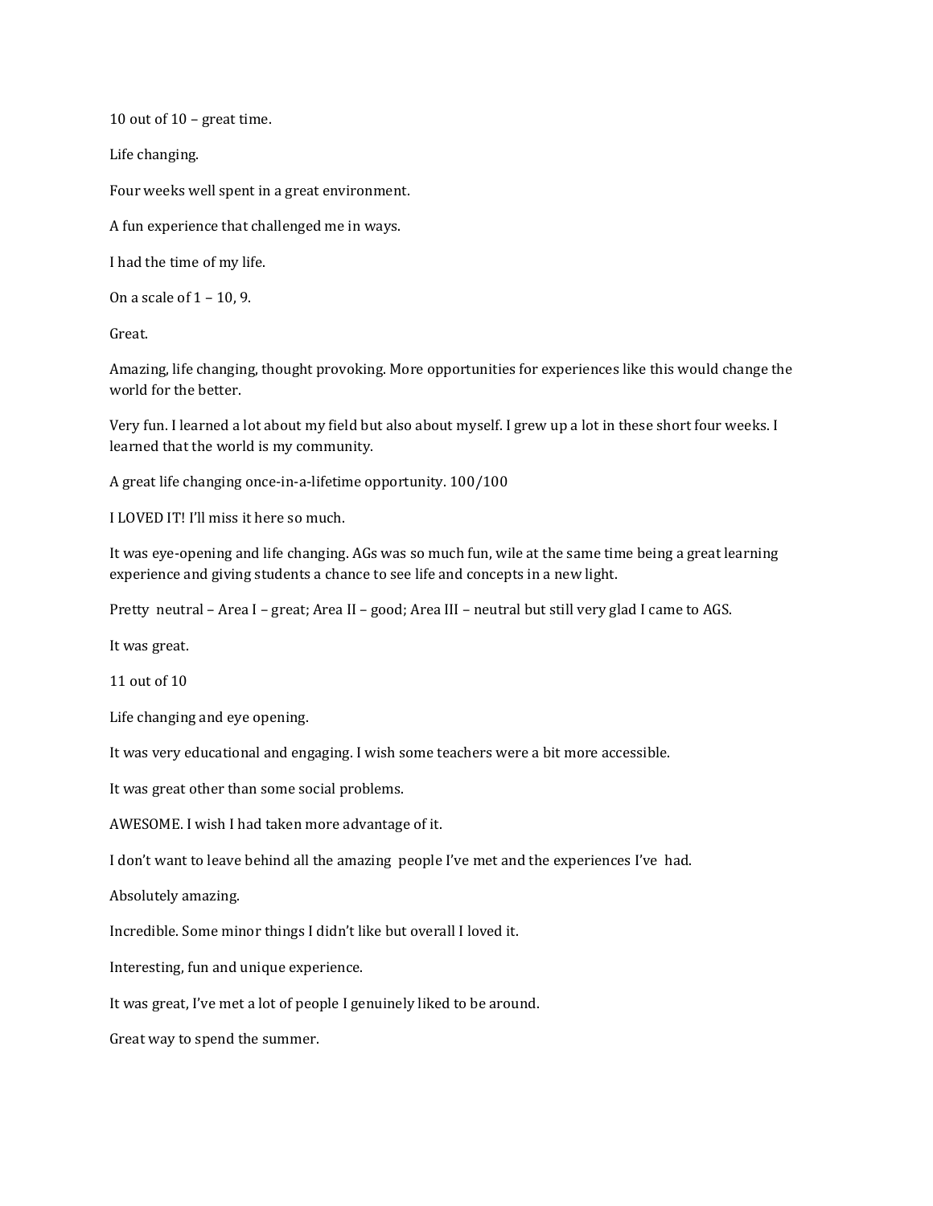10 out of 10 – great time.

Life changing.

Four weeks well spent in a great environment.

A fun experience that challenged me in ways.

I had the time of my life.

On a scale of 1 – 10, 9.

Great.

Amazing, life changing, thought provoking. More opportunities for experiences like this would change the world for the better.

Very fun. I learned a lot about my field but also about myself. I grew up a lot in these short four weeks. I learned that the world is my community.

A great life changing once-in-a-lifetime opportunity. 100/100

I LOVED IT! I'll miss it here so much.

It was eye-opening and life changing. AGs was so much fun, wile at the same time being a great learning experience and giving students a chance to see life and concepts in a new light.

Pretty neutral – Area I – great; Area II – good; Area III – neutral but still very glad I came to AGS.

It was great.

11 out of 10

Life changing and eye opening.

It was very educational and engaging. I wish some teachers were a bit more accessible.

It was great other than some social problems.

AWESOME. I wish I had taken more advantage of it.

I don't want to leave behind all the amazing people I've met and the experiences I've had.

Absolutely amazing.

Incredible. Some minor things I didn't like but overall I loved it.

Interesting, fun and unique experience.

It was great, I've met a lot of people I genuinely liked to be around.

Great way to spend the summer.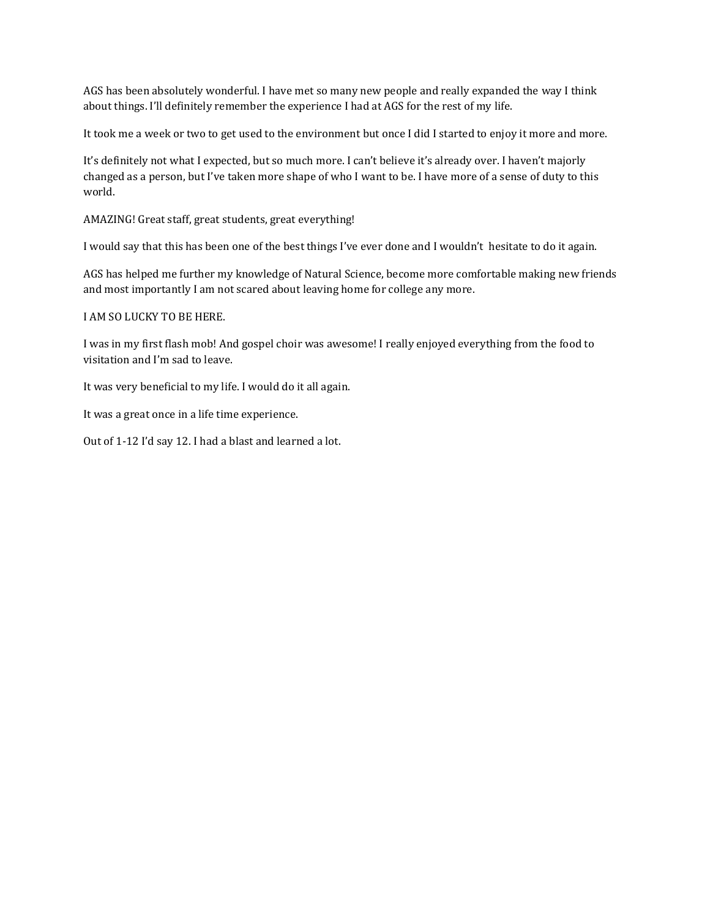AGS has been absolutely wonderful. I have met so many new people and really expanded the way I think about things. I'll definitely remember the experience I had at AGS for the rest of my life.

It took me a week or two to get used to the environment but once I did I started to enjoy it more and more.

It's definitely not what I expected, but so much more. I can't believe it's already over. I haven't majorly changed as a person, but I've taken more shape of who I want to be. I have more of a sense of duty to this world.

AMAZING! Great staff, great students, great everything!

I would say that this has been one of the best things I've ever done and I wouldn't hesitate to do it again.

AGS has helped me further my knowledge of Natural Science, become more comfortable making new friends and most importantly I am not scared about leaving home for college any more.

I AM SO LUCKY TO BE HERE.

I was in my first flash mob! And gospel choir was awesome! I really enjoyed everything from the food to visitation and I'm sad to leave.

It was very beneficial to my life. I would do it all again.

It was a great once in a life time experience.

Out of 1-12 I'd say 12. I had a blast and learned a lot.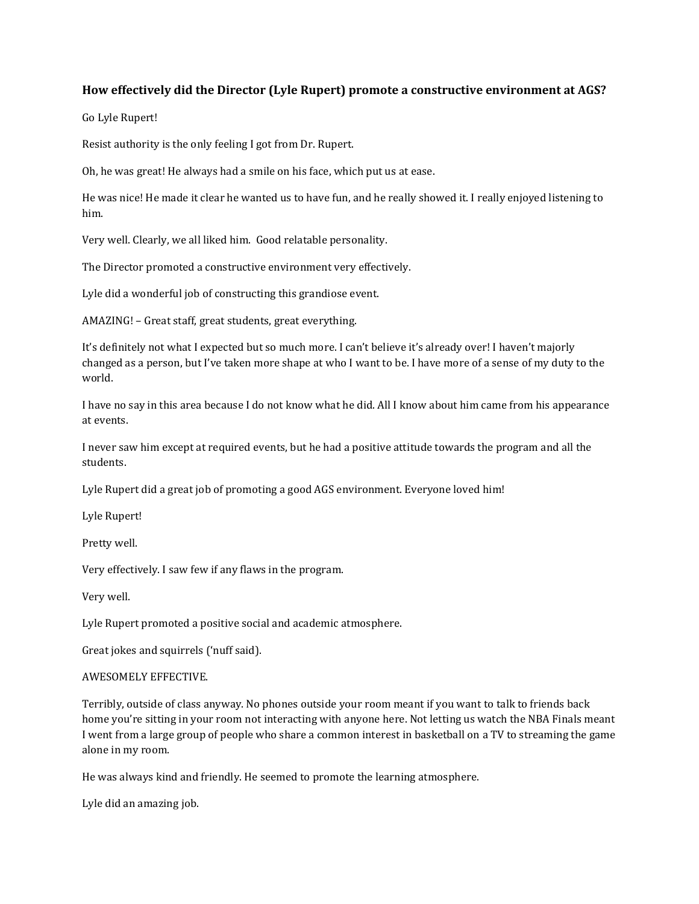### How effectively did the Director (Lyle Rupert) promote a constructive environment at AGS?

Go Lyle Rupert!

Resist authority is the only feeling I got from Dr. Rupert.

Oh, he was great! He always had a smile on his face, which put us at ease.

He was nice! He made it clear he wanted us to have fun, and he really showed it. I really enjoyed listening to him.

Very well. Clearly, we all liked him. Good relatable personality.

The Director promoted a constructive environment very effectively.

Lyle did a wonderful job of constructing this grandiose event.

AMAZING! – Great staff, great students, great everything.

It's definitely not what I expected but so much more. I can't believe it's already over! I haven't majorly changed as a person, but I've taken more shape at who I want to be. I have more of a sense of my duty to the world.

I have no say in this area because I do not know what he did. All I know about him came from his appearance at events.

I never saw him except at required events, but he had a positive attitude towards the program and all the students.

Lyle Rupert did a great job of promoting a good AGS environment. Everyone loved him!

Lyle Rupert!

Pretty well.

Very effectively. I saw few if any flaws in the program.

Very well.

Lyle Rupert promoted a positive social and academic atmosphere.

Great jokes and squirrels ('nuff said).

AWESOMELY EFFECTIVE.

Terribly, outside of class anyway. No phones outside your room meant if you want to talk to friends back home you're sitting in your room not interacting with anyone here. Not letting us watch the NBA Finals meant I went from a large group of people who share a common interest in basketball on a TV to streaming the game alone in my room.

He was always kind and friendly. He seemed to promote the learning atmosphere.

Lyle did an amazing job.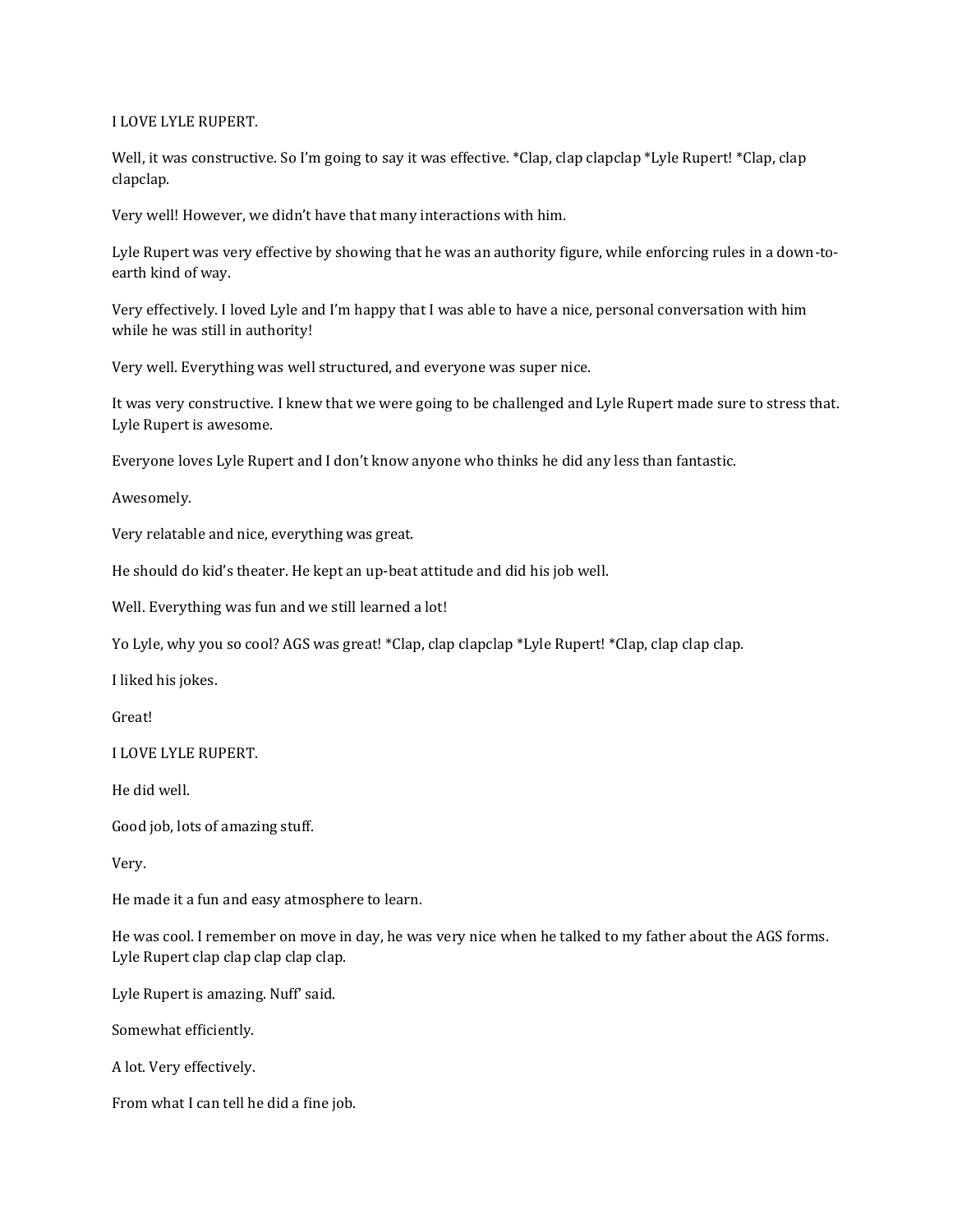I LOVE LYLE RUPERT.

Well, it was constructive. So I'm going to say it was effective. *Clap, clap clapclap *Lyle Rupert! *Clap, clap clapclap.

Very well! However, we didn't have that many interactions with him.

Lyle Rupert was very effective by showing that he was an authority figure, while enforcing rules in a down-to-earth kind of way.

Very effectively. I loved Lyle and I'm happy that I was able to have a nice, personal conversation with him while he was still in authority!

Very well. Everything was well structured, and everyone was super nice.

It was very constructive. I knew that we were going to be challenged and Lyle Rupert made sure to stress that. Lyle Rupert is awesome.

Everyone loves Lyle Rupert and I don't know anyone who thinks he did any less than fantastic.

Awesomely.

Very relatable and nice, everything was great.

He should do kid's theater. He kept an up-beat attitude and did his job well.

Well. Everything was fun and we still learned a lot!

Yo Lyle, why you so cool? AGS was great! *Clap, clap clapclap *Lyle Rupert! *Clap, clap clap clap.

I liked his jokes.

Great!

I LOVE LYLE RUPERT.

He did well.

Good job, lots of amazing stuff.

Very.

He made it a fun and easy atmosphere to learn.

He was cool. I remember on move in day, he was very nice when he talked to my father about the AGS forms. Lyle Rupert clap clap clap clap clap.

Lyle Rupert is amazing. Nuff' said.

Somewhat efficiently.

A lot. Very effectively.

From what I can tell he did a fine job.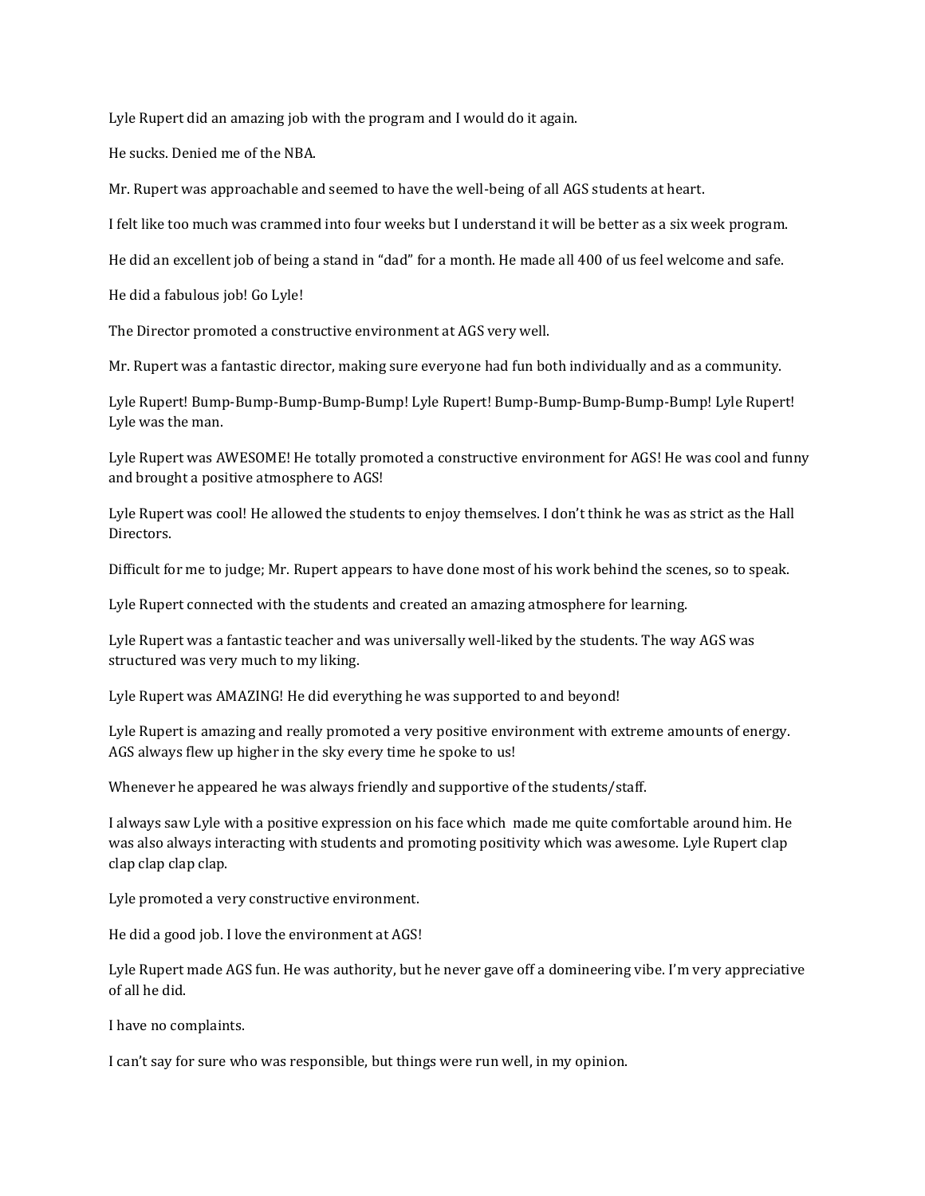Lyle Rupert did an amazing job with the program and I would do it again.

He sucks. Denied me of the NBA.

Mr. Rupert was approachable and seemed to have the well-being of all AGS students at heart.

I felt like too much was crammed into four weeks but I understand it will be better as a six week program.

He did an excellent job of being a stand in "dad" for a month. He made all 400 of us feel welcome and safe.

He did a fabulous job! Go Lyle!

The Director promoted a constructive environment at AGS very well.

Mr. Rupert was a fantastic director, making sure everyone had fun both individually and as a community.

Lyle Rupert! Bump-Bump-Bump-Bump-Bump! Lyle Rupert! Bump-Bump-Bump-Bump-Bump! Lyle Rupert! Lyle was the man.

Lyle Rupert was AWESOME! He totally promoted a constructive environment for AGS! He was cool and funny and brought a positive atmosphere to AGS!

Lyle Rupert was cool! He allowed the students to enjoy themselves. I don't think he was as strict as the Hall Directors.

Difficult for me to judge; Mr. Rupert appears to have done most of his work behind the scenes, so to speak.

Lyle Rupert connected with the students and created an amazing atmosphere for learning.

Lyle Rupert was a fantastic teacher and was universally well-liked by the students. The way AGS was structured was very much to my liking.

Lyle Rupert was AMAZING! He did everything he was supported to and beyond!

Lyle Rupert is amazing and really promoted a very positive environment with extreme amounts of energy. AGS always flew up higher in the sky every time he spoke to us!

Whenever he appeared he was always friendly and supportive of the students/staff.

I always saw Lyle with a positive expression on his face which made me quite comfortable around him. He was also always interacting with students and promoting positivity which was awesome. Lyle Rupert clap clap clap clap clap.

Lyle promoted a very constructive environment.

He did a good job. I love the environment at AGS!

Lyle Rupert made AGS fun. He was authority, but he never gave off a domineering vibe. I'm very appreciative of all he did.

I have no complaints.

I can't say for sure who was responsible, but things were run well, in my opinion.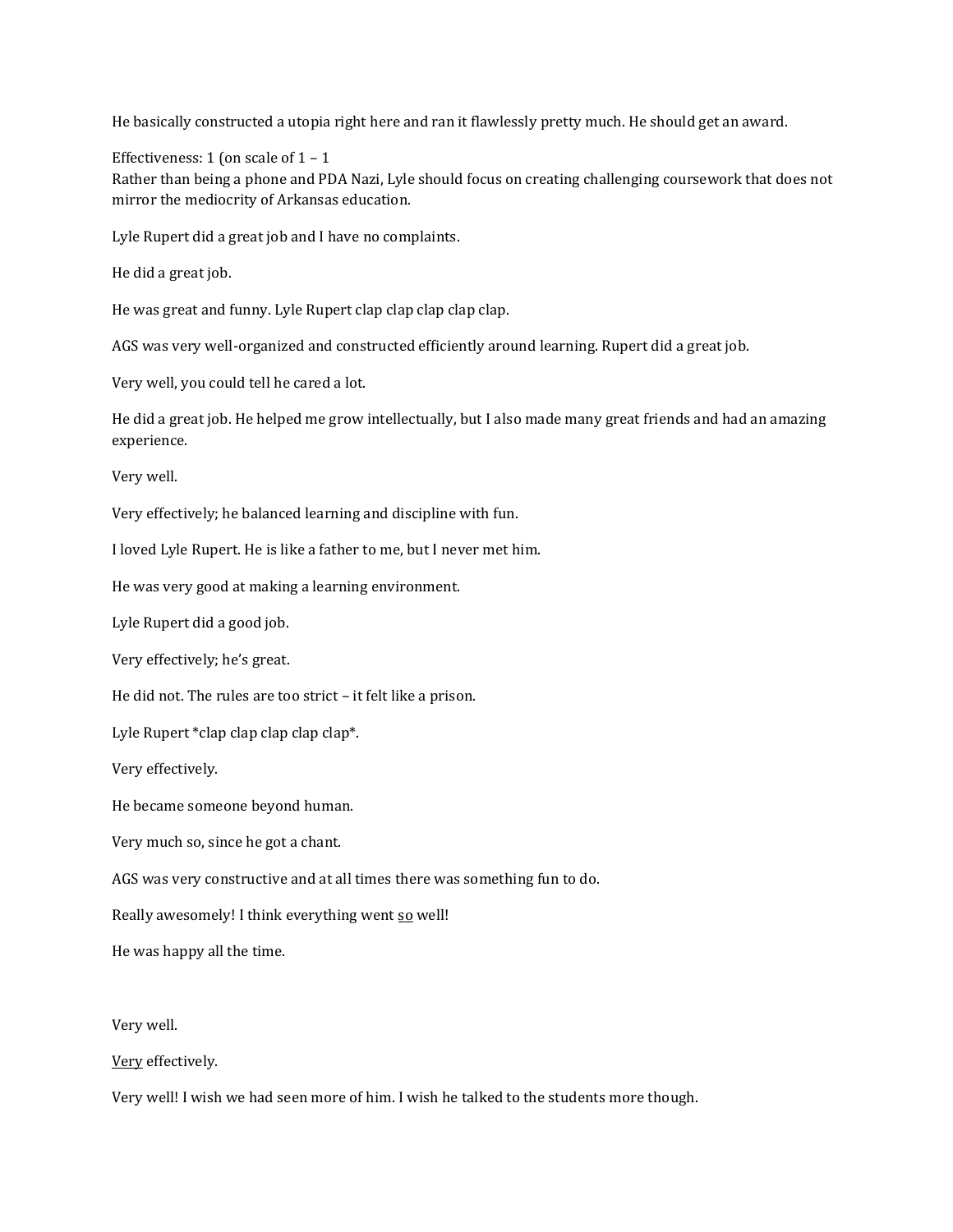He basically constructed a utopia right here and ran it flawlessly pretty much. He should get an award.

Effectiveness: 1 (on scale of 1 – 1
Rather than being a phone and PDA Nazi, Lyle should focus on creating challenging coursework that does not mirror the mediocrity of Arkansas education.

Lyle Rupert did a great job and I have no complaints.

He did a great job.

He was great and funny. Lyle Rupert clap clap clap clap clap.

AGS was very well-organized and constructed efficiently around learning. Rupert did a great job.

Very well, you could tell he cared a lot.

He did a great job. He helped me grow intellectually, but I also made many great friends and had an amazing experience.

Very well.

Very effectively; he balanced learning and discipline with fun.

I loved Lyle Rupert. He is like a father to me, but I never met him.

He was very good at making a learning environment.

Lyle Rupert did a good job.

Very effectively; he's great.

He did not. The rules are too strict – it felt like a prison.

Lyle Rupert *clap clap clap clap clap*.

Very effectively.

He became someone beyond human.

Very much so, since he got a chant.

AGS was very constructive and at all times there was something fun to do.

Really awesomely! I think everything went <u>so</u> well!

He was happy all the time.

Very well.

<u>Very</u> effectively.

Very well! I wish we had seen more of him. I wish he talked to the students more though.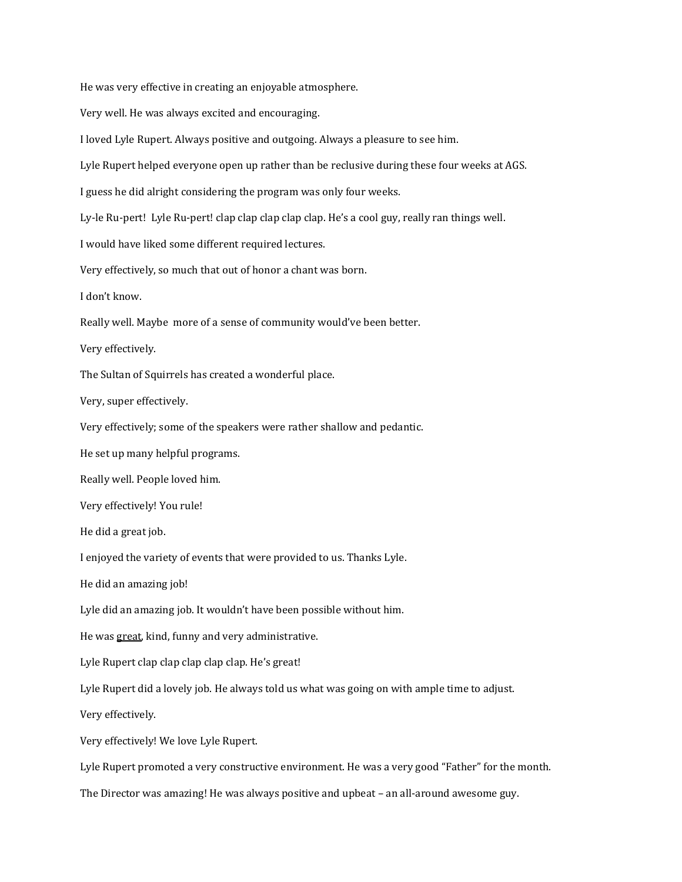He was very effective in creating an enjoyable atmosphere.

Very well. He was always excited and encouraging.

I loved Lyle Rupert. Always positive and outgoing. Always a pleasure to see him.

Lyle Rupert helped everyone open up rather than be reclusive during these four weeks at AGS.

I guess he did alright considering the program was only four weeks.

Ly-le Ru-pert! Lyle Ru-pert! clap clap clap clap clap. He's a cool guy, really ran things well.

I would have liked some different required lectures.

Very effectively, so much that out of honor a chant was born.

I don't know.

Really well. Maybe more of a sense of community would've been better.

Very effectively.

The Sultan of Squirrels has created a wonderful place.

Very, super effectively.

Very effectively; some of the speakers were rather shallow and pedantic.

He set up many helpful programs.

Really well. People loved him.

Very effectively! You rule!

He did a great job.

I enjoyed the variety of events that were provided to us. Thanks Lyle.

He did an amazing job!

Lyle did an amazing job. It wouldn't have been possible without him.

He was <u>great</u>, kind, funny and very administrative.

Lyle Rupert clap clap clap clap clap. He's great!

Lyle Rupert did a lovely job. He always told us what was going on with ample time to adjust.

Very effectively.

Very effectively! We love Lyle Rupert.

Lyle Rupert promoted a very constructive environment. He was a very good "Father" for the month.

The Director was amazing! He was always positive and upbeat – an all-around awesome guy.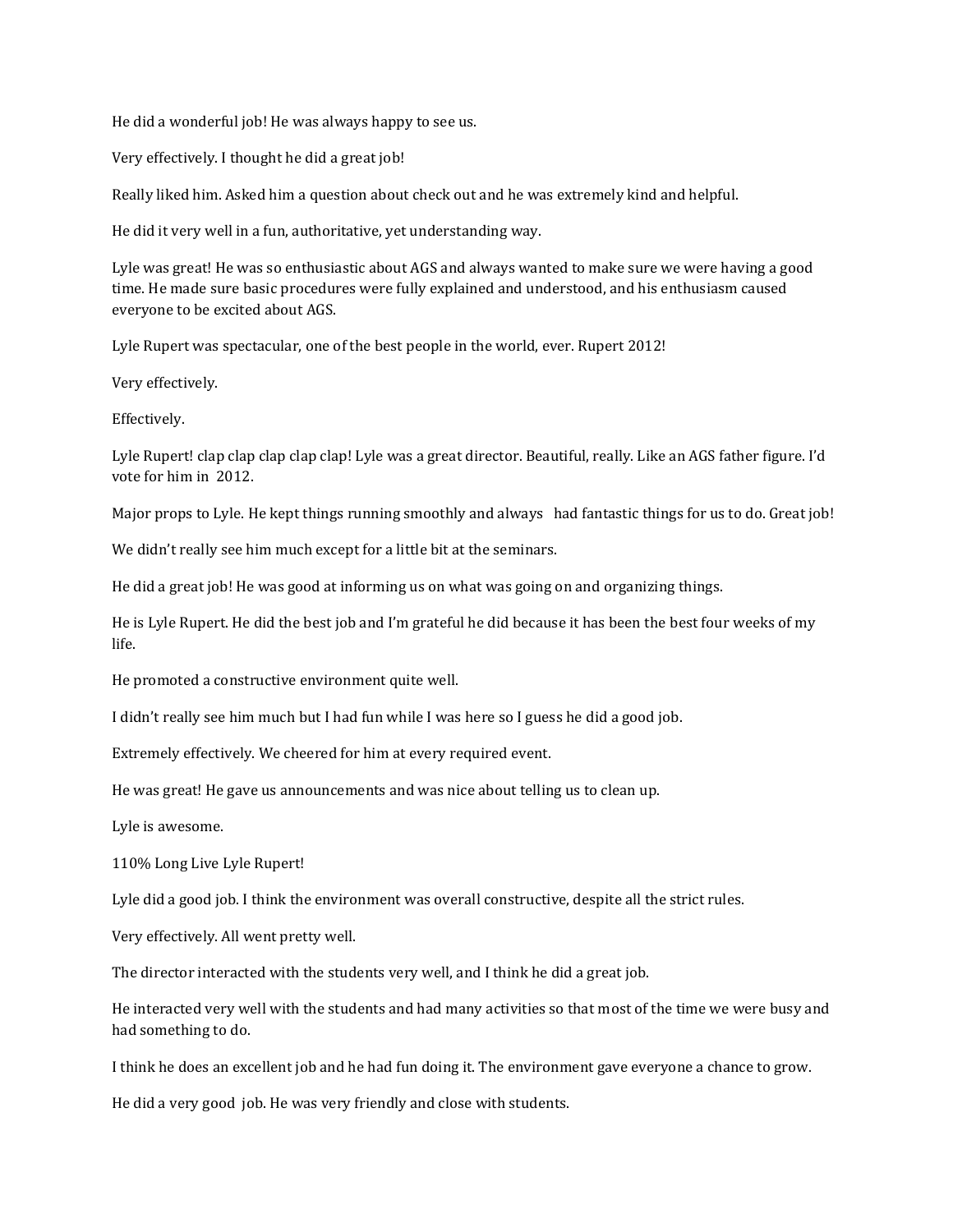He did a wonderful job! He was always happy to see us.

Very effectively. I thought he did a great job!

Really liked him. Asked him a question about check out and he was extremely kind and helpful.

He did it very well in a fun, authoritative, yet understanding way.

Lyle was great! He was so enthusiastic about AGS and always wanted to make sure we were having a good time. He made sure basic procedures were fully explained and understood, and his enthusiasm caused everyone to be excited about AGS.

Lyle Rupert was spectacular, one of the best people in the world, ever. Rupert 2012!

Very effectively.

Effectively.

Lyle Rupert! clap clap clap clap clap! Lyle was a great director. Beautiful, really. Like an AGS father figure. I'd vote for him in 2012.

Major props to Lyle. He kept things running smoothly and always had fantastic things for us to do. Great job!

We didn't really see him much except for a little bit at the seminars.

He did a great job! He was good at informing us on what was going on and organizing things.

He is Lyle Rupert. He did the best job and I'm grateful he did because it has been the best four weeks of my life.

He promoted a constructive environment quite well.

I didn't really see him much but I had fun while I was here so I guess he did a good job.

Extremely effectively. We cheered for him at every required event.

He was great! He gave us announcements and was nice about telling us to clean up.

Lyle is awesome.

110% Long Live Lyle Rupert!

Lyle did a good job. I think the environment was overall constructive, despite all the strict rules.

Very effectively. All went pretty well.

The director interacted with the students very well, and I think he did a great job.

He interacted very well with the students and had many activities so that most of the time we were busy and had something to do.

I think he does an excellent job and he had fun doing it. The environment gave everyone a chance to grow.

He did a very good job. He was very friendly and close with students.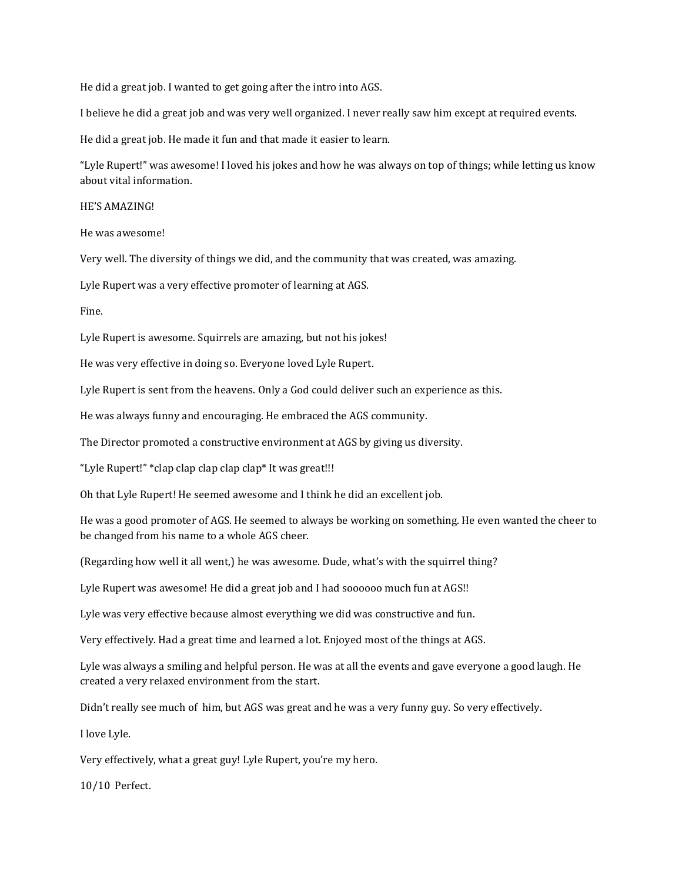He did a great job. I wanted to get going after the intro into AGS.

I believe he did a great job and was very well organized. I never really saw him except at required events.

He did a great job. He made it fun and that made it easier to learn.

"Lyle Rupert!" was awesome! I loved his jokes and how he was always on top of things; while letting us know about vital information.

HE'S AMAZING!

He was awesome!

Very well. The diversity of things we did, and the community that was created, was amazing.

Lyle Rupert was a very effective promoter of learning at AGS.

Fine.

Lyle Rupert is awesome. Squirrels are amazing, but not his jokes!

He was very effective in doing so. Everyone loved Lyle Rupert.

Lyle Rupert is sent from the heavens. Only a God could deliver such an experience as this.

He was always funny and encouraging. He embraced the AGS community.

The Director promoted a constructive environment at AGS by giving us diversity.

"Lyle Rupert!" *clap clap clap clap clap* It was great!!!

Oh that Lyle Rupert! He seemed awesome and I think he did an excellent job.

He was a good promoter of AGS. He seemed to always be working on something. He even wanted the cheer to be changed from his name to a whole AGS cheer.

(Regarding how well it all went,) he was awesome. Dude, what's with the squirrel thing?

Lyle Rupert was awesome! He did a great job and I had soooooo much fun at AGS!!

Lyle was very effective because almost everything we did was constructive and fun.

Very effectively. Had a great time and learned a lot. Enjoyed most of the things at AGS.

Lyle was always a smiling and helpful person. He was at all the events and gave everyone a good laugh. He created a very relaxed environment from the start.

Didn't really see much of him, but AGS was great and he was a very funny guy. So very effectively.

I love Lyle.

Very effectively, what a great guy! Lyle Rupert, you're my hero.

10/10 Perfect.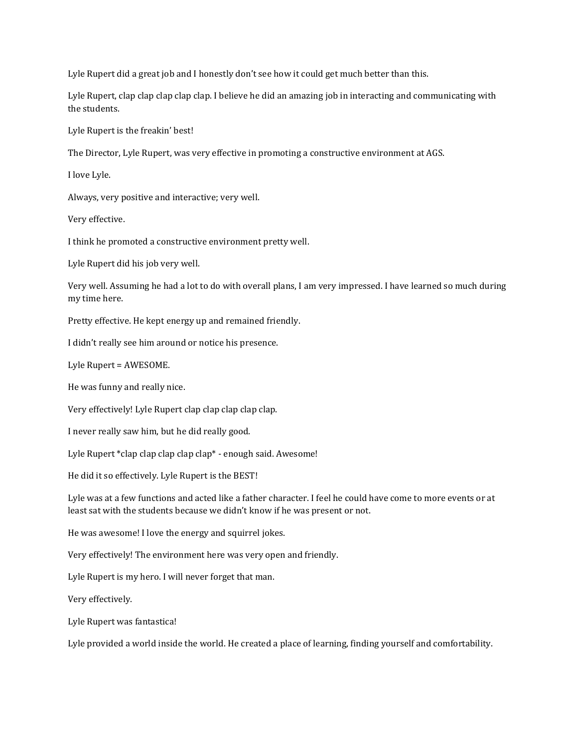Lyle Rupert did a great job and I honestly don't see how it could get much better than this.

Lyle Rupert, clap clap clap clap clap. I believe he did an amazing job in interacting and communicating with the students.

Lyle Rupert is the freakin' best!

The Director, Lyle Rupert, was very effective in promoting a constructive environment at AGS.

I love Lyle.

Always, very positive and interactive; very well.

Very effective.

I think he promoted a constructive environment pretty well.

Lyle Rupert did his job very well.

Very well. Assuming he had a lot to do with overall plans, I am very impressed. I have learned so much during my time here.

Pretty effective. He kept energy up and remained friendly.

I didn't really see him around or notice his presence.

Lyle Rupert = AWESOME.

He was funny and really nice.

Very effectively! Lyle Rupert clap clap clap clap clap.

I never really saw him, but he did really good.

Lyle Rupert *clap clap clap clap clap* - enough said. Awesome!

He did it so effectively. Lyle Rupert is the BEST!

Lyle was at a few functions and acted like a father character. I feel he could have come to more events or at least sat with the students because we didn't know if he was present or not.

He was awesome! I love the energy and squirrel jokes.

Very effectively! The environment here was very open and friendly.

Lyle Rupert is my hero. I will never forget that man.

Very effectively.

Lyle Rupert was fantastica!

Lyle provided a world inside the world. He created a place of learning, finding yourself and comfortability.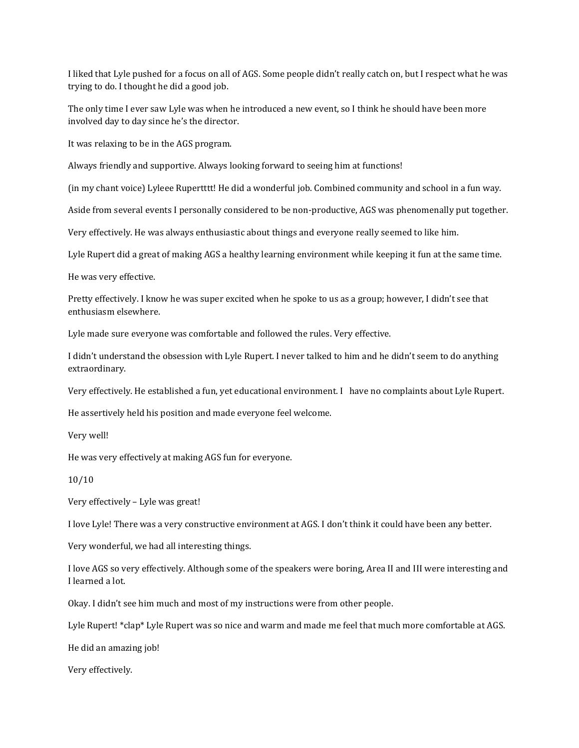I liked that Lyle pushed for a focus on all of AGS. Some people didn't really catch on, but I respect what he was trying to do. I thought he did a good job.

The only time I ever saw Lyle was when he introduced a new event, so I think he should have been more involved day to day since he's the director.

It was relaxing to be in the AGS program.

Always friendly and supportive. Always looking forward to seeing him at functions!

(in my chant voice) Lyleee Rupertttt! He did a wonderful job. Combined community and school in a fun way.

Aside from several events I personally considered to be non-productive, AGS was phenomenally put together.

Very effectively. He was always enthusiastic about things and everyone really seemed to like him.

Lyle Rupert did a great of making AGS a healthy learning environment while keeping it fun at the same time.

He was very effective.

Pretty effectively. I know he was super excited when he spoke to us as a group; however, I didn't see that enthusiasm elsewhere.

Lyle made sure everyone was comfortable and followed the rules. Very effective.

I didn't understand the obsession with Lyle Rupert. I never talked to him and he didn't seem to do anything extraordinary.

Very effectively. He established a fun, yet educational environment. I have no complaints about Lyle Rupert.

He assertively held his position and made everyone feel welcome.

Very well!

He was very effectively at making AGS fun for everyone.

10/10

Very effectively – Lyle was great!

I love Lyle! There was a very constructive environment at AGS. I don't think it could have been any better.

Very wonderful, we had all interesting things.

I love AGS so very effectively. Although some of the speakers were boring, Area II and III were interesting and I learned a lot.

Okay. I didn't see him much and most of my instructions were from other people.

Lyle Rupert! *clap* Lyle Rupert was so nice and warm and made me feel that much more comfortable at AGS.

He did an amazing job!

Very effectively.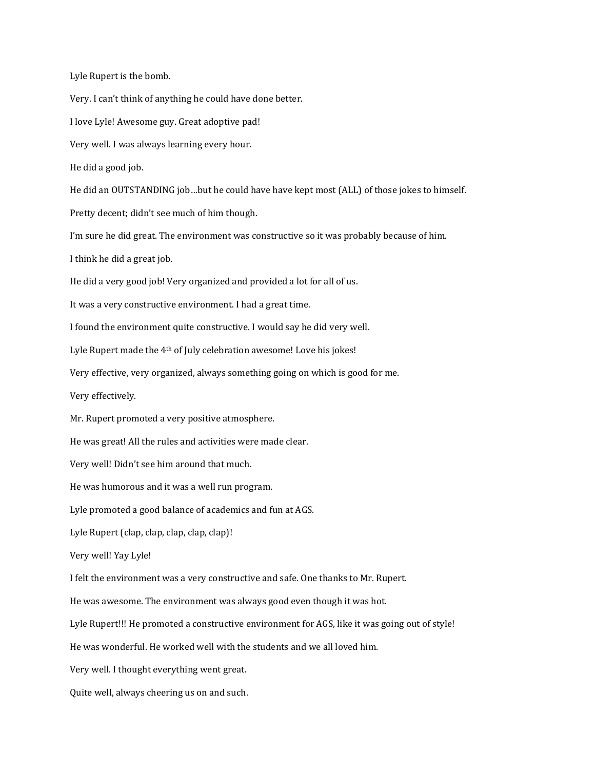Lyle Rupert is the bomb.

Very. I can't think of anything he could have done better.

I love Lyle! Awesome guy. Great adoptive pad!

Very well. I was always learning every hour.

He did a good job.

He did an OUTSTANDING job…but he could have have kept most (ALL) of those jokes to himself.

Pretty decent; didn't see much of him though.

I'm sure he did great. The environment was constructive so it was probably because of him.

I think he did a great job.

He did a very good job! Very organized and provided a lot for all of us.

It was a very constructive environment. I had a great time.

I found the environment quite constructive. I would say he did very well.

Lyle Rupert made the 4th of July celebration awesome! Love his jokes!

Very effective, very organized, always something going on which is good for me.

Very effectively.

Mr. Rupert promoted a very positive atmosphere.

He was great! All the rules and activities were made clear.

Very well! Didn't see him around that much.

He was humorous and it was a well run program.

Lyle promoted a good balance of academics and fun at AGS.

Lyle Rupert (clap, clap, clap, clap, clap)!

Very well! Yay Lyle!

I felt the environment was a very constructive and safe. One thanks to Mr. Rupert.

He was awesome. The environment was always good even though it was hot.

Lyle Rupert!!! He promoted a constructive environment for AGS, like it was going out of style!

He was wonderful. He worked well with the students and we all loved him.

Very well. I thought everything went great.

Quite well, always cheering us on and such.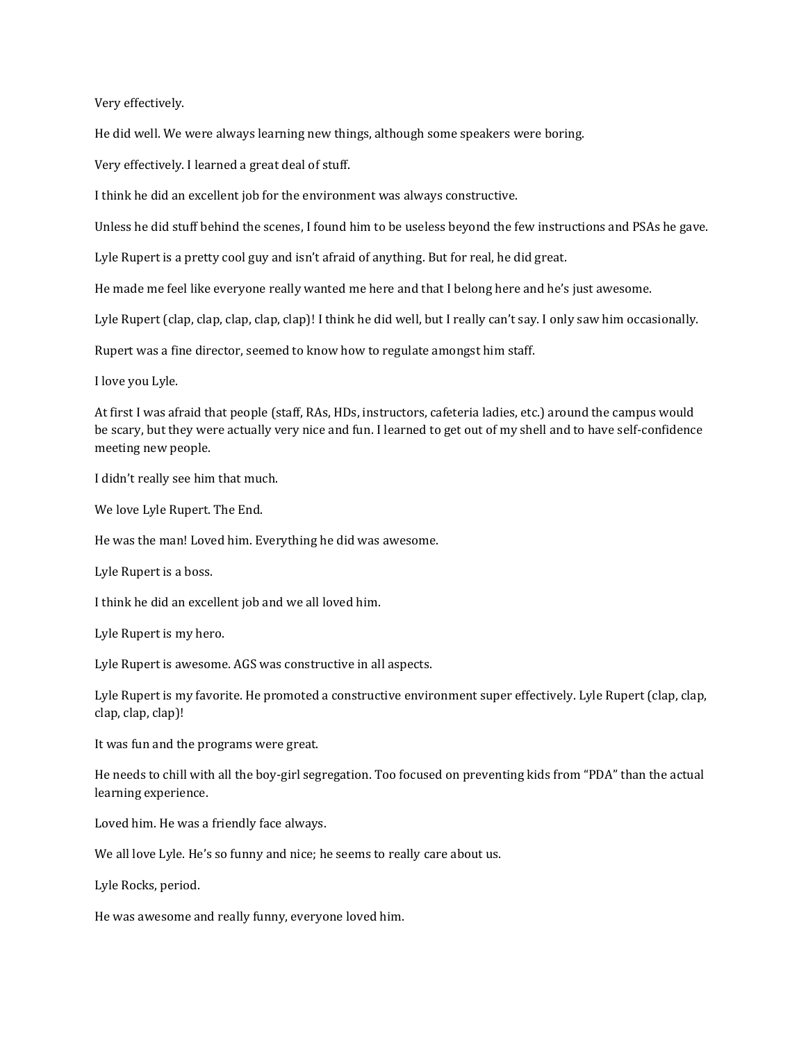Very effectively.

He did well. We were always learning new things, although some speakers were boring.

Very effectively. I learned a great deal of stuff.

I think he did an excellent job for the environment was always constructive.

Unless he did stuff behind the scenes, I found him to be useless beyond the few instructions and PSAs he gave.

Lyle Rupert is a pretty cool guy and isn't afraid of anything. But for real, he did great.

He made me feel like everyone really wanted me here and that I belong here and he's just awesome.

Lyle Rupert (clap, clap, clap, clap, clap)! I think he did well, but I really can't say. I only saw him occasionally.

Rupert was a fine director, seemed to know how to regulate amongst him staff.

I love you Lyle.

At first I was afraid that people (staff, RAs, HDs, instructors, cafeteria ladies, etc.) around the campus would be scary, but they were actually very nice and fun. I learned to get out of my shell and to have self-confidence meeting new people.

I didn't really see him that much.

We love Lyle Rupert. The End.

He was the man! Loved him. Everything he did was awesome.

Lyle Rupert is a boss.

I think he did an excellent job and we all loved him.

Lyle Rupert is my hero.

Lyle Rupert is awesome. AGS was constructive in all aspects.

Lyle Rupert is my favorite. He promoted a constructive environment super effectively. Lyle Rupert (clap, clap, clap, clap, clap)!

It was fun and the programs were great.

He needs to chill with all the boy-girl segregation. Too focused on preventing kids from "PDA" than the actual learning experience.

Loved him. He was a friendly face always.

We all love Lyle. He's so funny and nice; he seems to really care about us.

Lyle Rocks, period.

He was awesome and really funny, everyone loved him.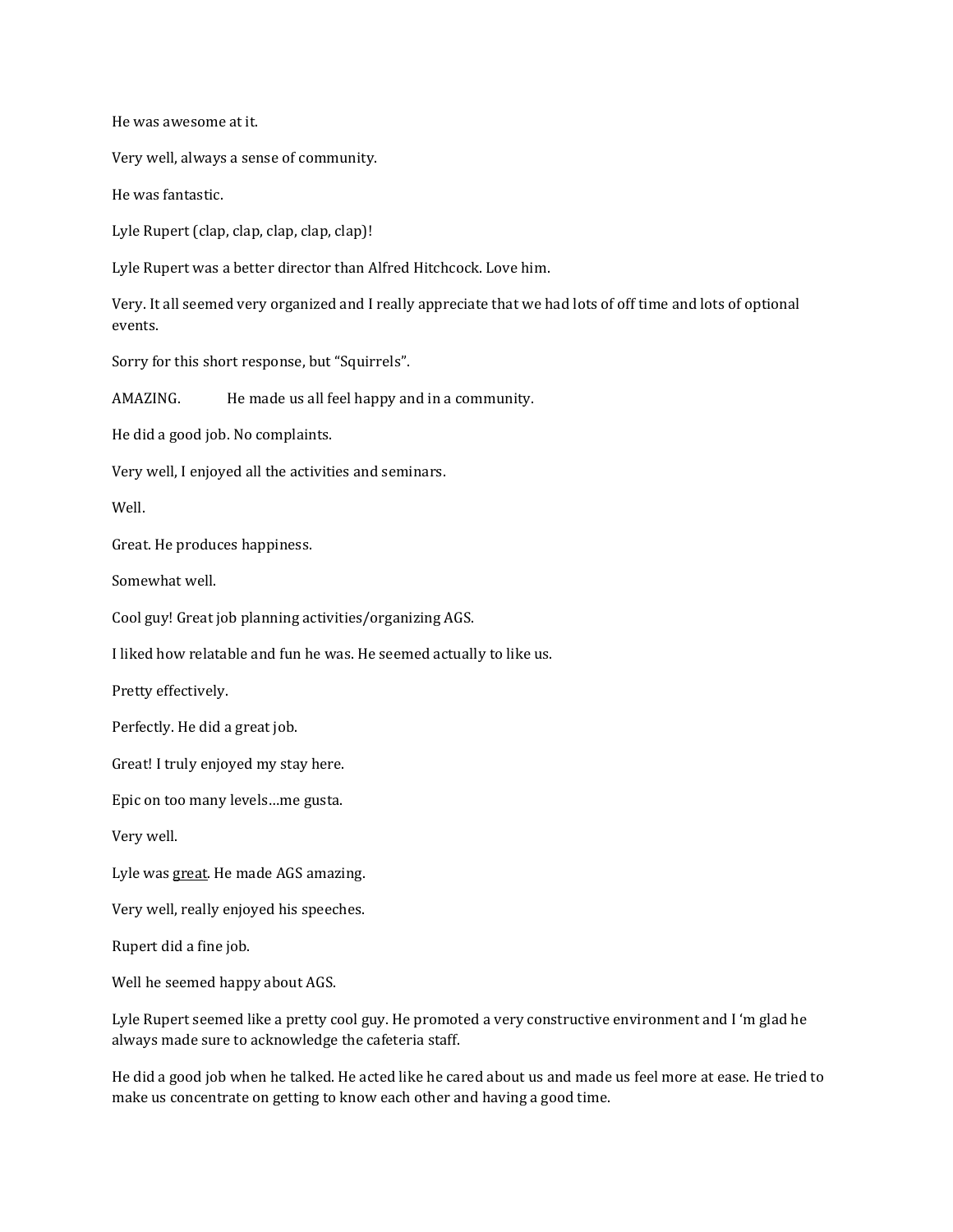He was awesome at it.

Very well, always a sense of community.

He was fantastic.

Lyle Rupert (clap, clap, clap, clap, clap)!

Lyle Rupert was a better director than Alfred Hitchcock. Love him.

Very. It all seemed very organized and I really appreciate that we had lots of off time and lots of optional events.

Sorry for this short response, but "Squirrels".

AMAZING.      He made us all feel happy and in a community.

He did a good job. No complaints.

Very well, I enjoyed all the activities and seminars.

Well.

Great. He produces happiness.

Somewhat well.

Cool guy! Great job planning activities/organizing AGS.

I liked how relatable and fun he was. He seemed actually to like us.

Pretty effectively.

Perfectly. He did a great job.

Great! I truly enjoyed my stay here.

Epic on too many levels…me gusta.

Very well.

Lyle was <u>great</u>. He made AGS amazing.

Very well, really enjoyed his speeches.

Rupert did a fine job.

Well he seemed happy about AGS.

Lyle Rupert seemed like a pretty cool guy. He promoted a very constructive environment and I 'm glad he always made sure to acknowledge the cafeteria staff.

He did a good job when he talked. He acted like he cared about us and made us feel more at ease. He tried to make us concentrate on getting to know each other and having a good time.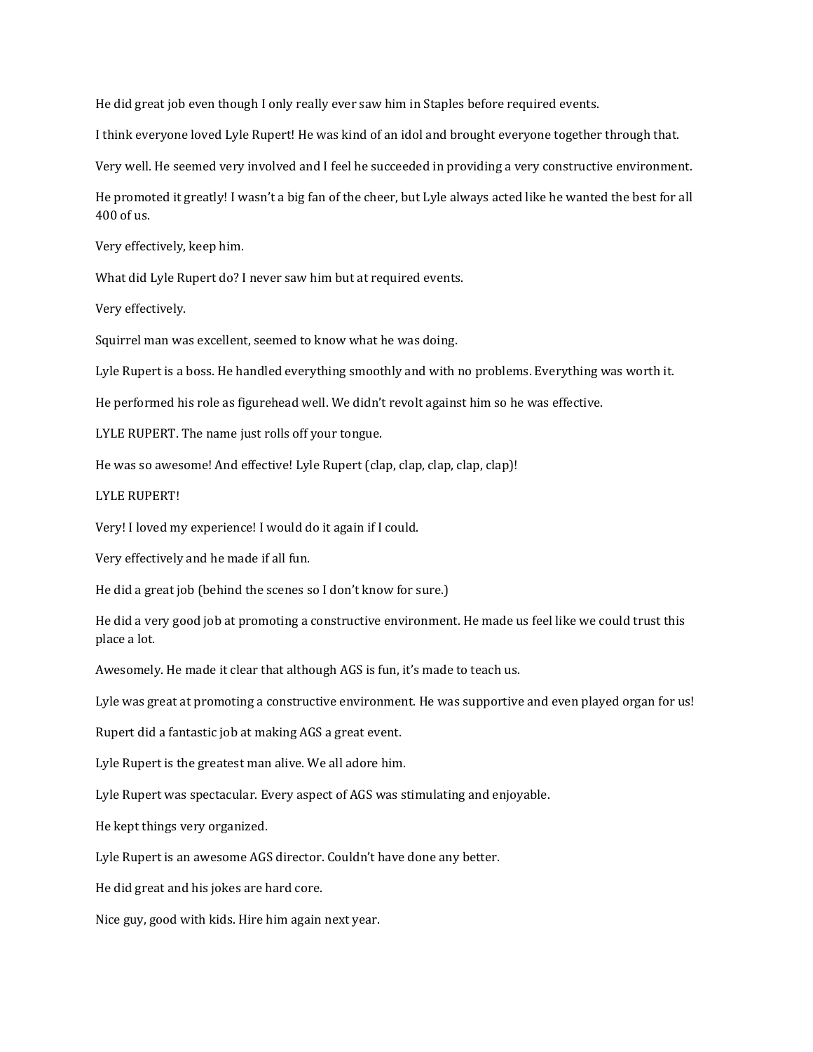He did great job even though I only really ever saw him in Staples before required events.

I think everyone loved Lyle Rupert! He was kind of an idol and brought everyone together through that.

Very well. He seemed very involved and I feel he succeeded in providing a very constructive environment.

He promoted it greatly! I wasn't a big fan of the cheer, but Lyle always acted like he wanted the best for all 400 of us.

Very effectively, keep him.

What did Lyle Rupert do? I never saw him but at required events.

Very effectively.

Squirrel man was excellent, seemed to know what he was doing.

Lyle Rupert is a boss. He handled everything smoothly and with no problems. Everything was worth it.

He performed his role as figurehead well. We didn't revolt against him so he was effective.

LYLE RUPERT. The name just rolls off your tongue.

He was so awesome! And effective! Lyle Rupert (clap, clap, clap, clap, clap)!

LYLE RUPERT!

Very! I loved my experience! I would do it again if I could.

Very effectively and he made if all fun.

He did a great job (behind the scenes so I don't know for sure.)

He did a very good job at promoting a constructive environment. He made us feel like we could trust this place a lot.

Awesomely. He made it clear that although AGS is fun, it's made to teach us.

Lyle was great at promoting a constructive environment. He was supportive and even played organ for us!

Rupert did a fantastic job at making AGS a great event.

Lyle Rupert is the greatest man alive. We all adore him.

Lyle Rupert was spectacular. Every aspect of AGS was stimulating and enjoyable.

He kept things very organized.

Lyle Rupert is an awesome AGS director. Couldn't have done any better.

He did great and his jokes are hard core.

Nice guy, good with kids. Hire him again next year.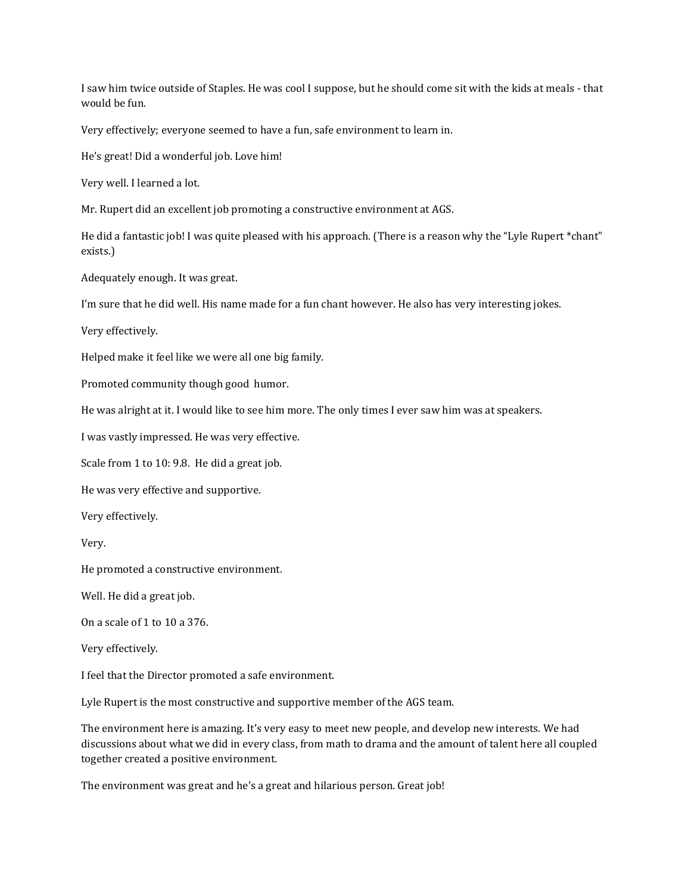I saw him twice outside of Staples. He was cool I suppose, but he should come sit with the kids at meals - that would be fun.

Very effectively; everyone seemed to have a fun, safe environment to learn in.

He's great! Did a wonderful job. Love him!

Very well. I learned a lot.

Mr. Rupert did an excellent job promoting a constructive environment at AGS.

He did a fantastic job! I was quite pleased with his approach. (There is a reason why the "Lyle Rupert *chant" exists.)

Adequately enough. It was great.

I'm sure that he did well. His name made for a fun chant however. He also has very interesting jokes.

Very effectively.

Helped make it feel like we were all one big family.

Promoted community though good humor.

He was alright at it. I would like to see him more. The only times I ever saw him was at speakers.

I was vastly impressed. He was very effective.

Scale from 1 to 10: 9.8. He did a great job.

He was very effective and supportive.

Very effectively.

Very.

He promoted a constructive environment.

Well. He did a great job.

On a scale of 1 to 10 a 376.

Very effectively.

I feel that the Director promoted a safe environment.

Lyle Rupert is the most constructive and supportive member of the AGS team.

The environment here is amazing. It's very easy to meet new people, and develop new interests. We had discussions about what we did in every class, from math to drama and the amount of talent here all coupled together created a positive environment.

The environment was great and he's a great and hilarious person. Great job!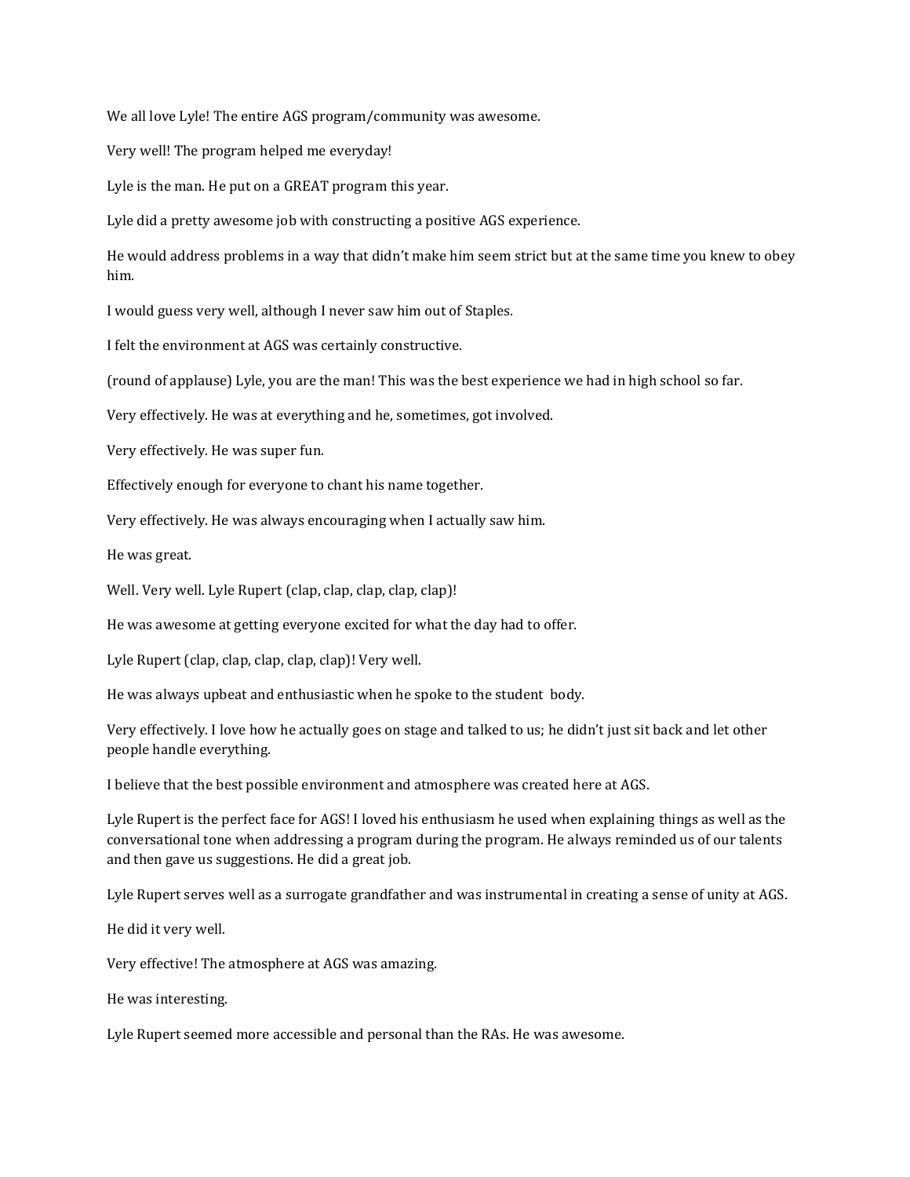We all love Lyle! The entire AGS program/community was awesome.

Very well! The program helped me everyday!

Lyle is the man. He put on a GREAT program this year.

Lyle did a pretty awesome job with constructing a positive AGS experience.

He would address problems in a way that didn't make him seem strict but at the same time you knew to obey him.

I would guess very well, although I never saw him out of Staples.

I felt the environment at AGS was certainly constructive.

(round of applause) Lyle, you are the man! This was the best experience we had in high school so far.

Very effectively. He was at everything and he, sometimes, got involved.

Very effectively. He was super fun.

Effectively enough for everyone to chant his name together.

Very effectively. He was always encouraging when I actually saw him.

He was great.

Well. Very well. Lyle Rupert (clap, clap, clap, clap, clap)!

He was awesome at getting everyone excited for what the day had to offer.

Lyle Rupert (clap, clap, clap, clap, clap)! Very well.

He was always upbeat and enthusiastic when he spoke to the student body.

Very effectively. I love how he actually goes on stage and talked to us; he didn't just sit back and let other people handle everything.

I believe that the best possible environment and atmosphere was created here at AGS.

Lyle Rupert is the perfect face for AGS! I loved his enthusiasm he used when explaining things as well as the conversational tone when addressing a program during the program. He always reminded us of our talents and then gave us suggestions. He did a great job.

Lyle Rupert serves well as a surrogate grandfather and was instrumental in creating a sense of unity at AGS.

He did it very well.

Very effective! The atmosphere at AGS was amazing.

He was interesting.

Lyle Rupert seemed more accessible and personal than the RAs. He was awesome.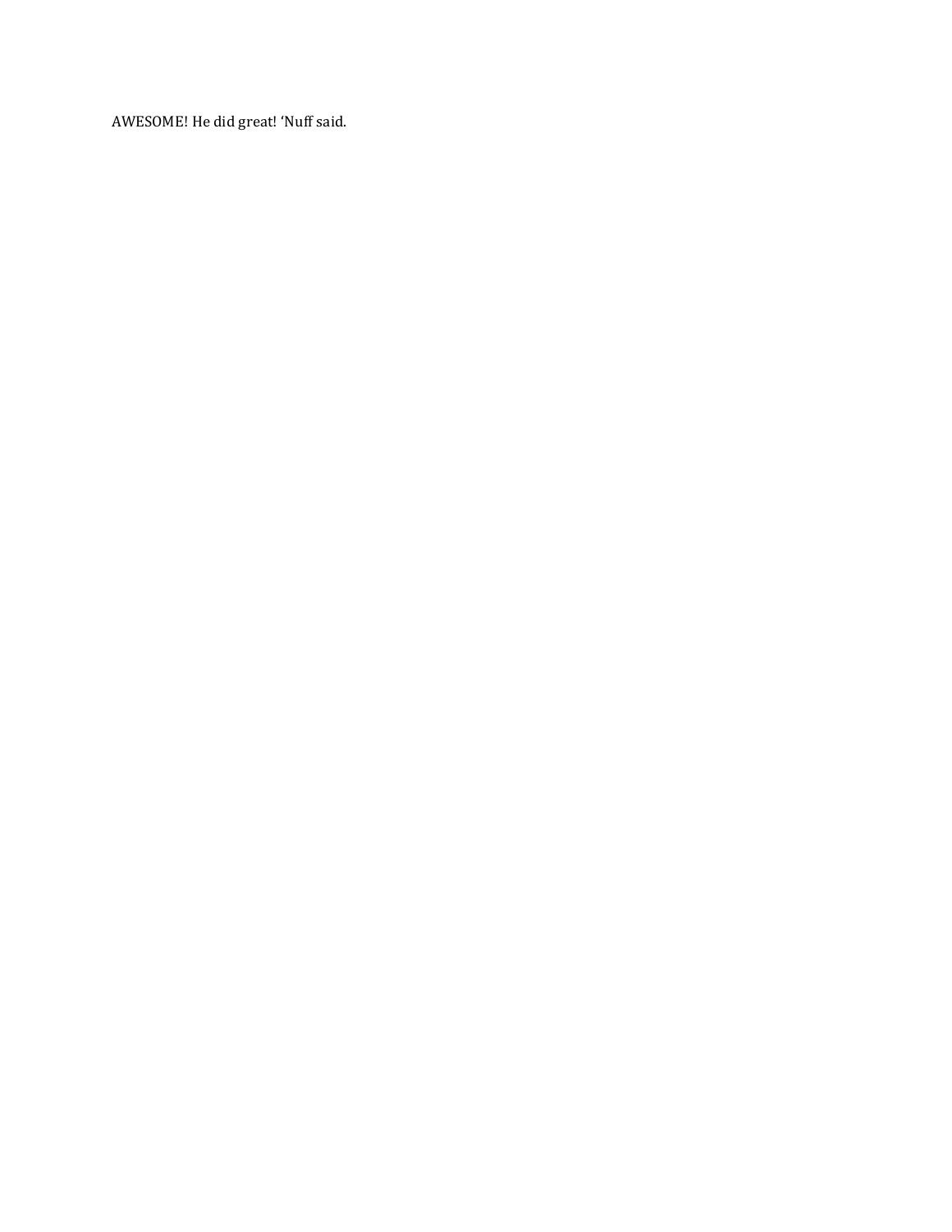AWESOME! He did great! ‘Nuff said.